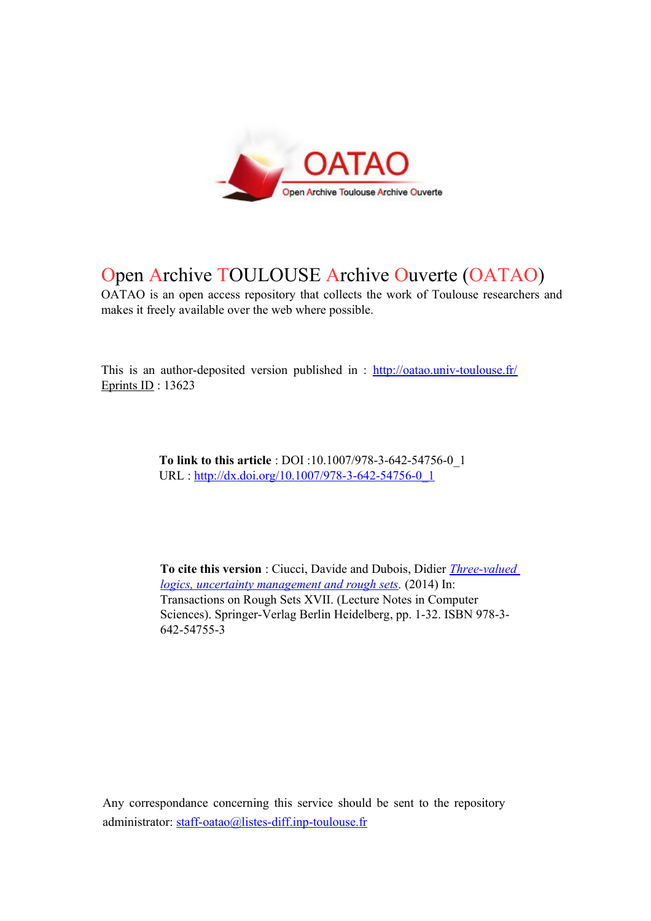# Open Archive TOULOUSE Archive Ouverte (OATAO)

OATAO is an open access repository that collects the work of Toulouse researchers and makes it freely available over the web where possible.

This is an author-deposited version published in : http://oatao.univ-toulouse.fr/
Eprints ID : 13623

**To link to this article** : DOI :10.1007/978-3-642-54756-0_1
URL : http://dx.doi.org/10.1007/978-3-642-54756-0_1

**To cite this version** : Ciucci, Davide and Dubois, Didier *Three-valued logics, uncertainty management and rough sets*. (2014) In: Transactions on Rough Sets XVII. (Lecture Notes in Computer Sciences). Springer-Verlag Berlin Heidelberg, pp. 1-32. ISBN 978-3-642-54755-3

Any correspondance concerning this service should be sent to the repository administrator: staff-oatao@listes-diff.inp-toulouse.fr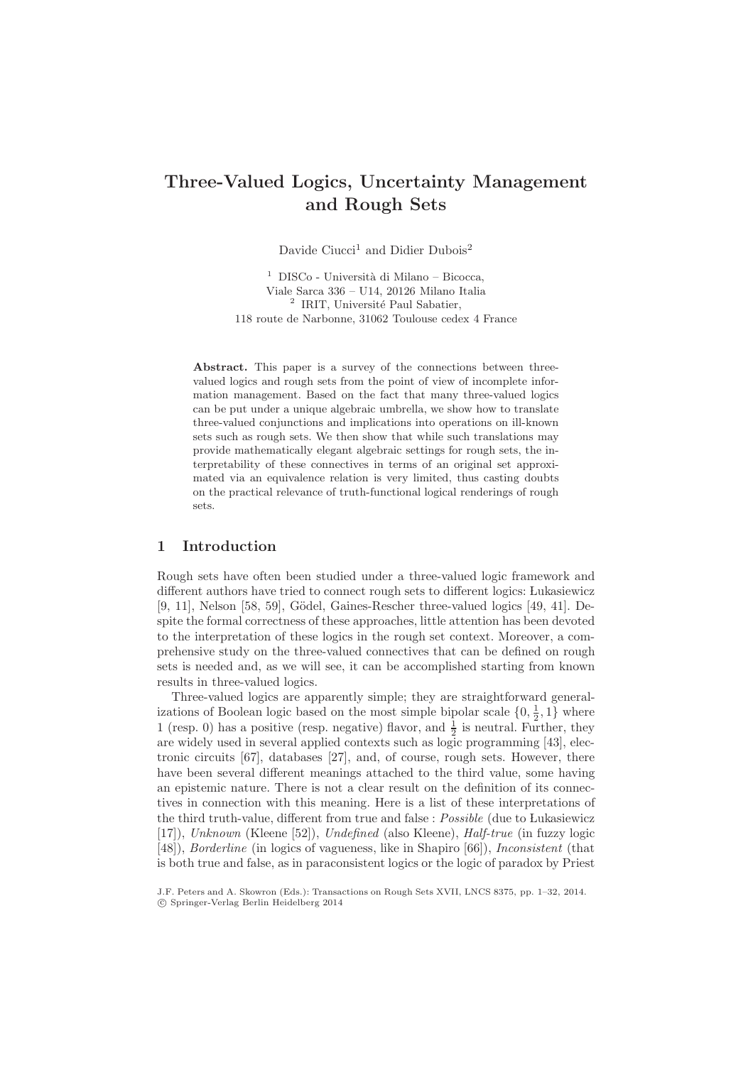# Three-Valued Logics, Uncertainty Management and Rough Sets

Davide Ciucci[1] and Didier Dubois[2]

[1] DISCo - Università di Milano – Bicocca, Viale Sarca 336 – U14, 20126 Milano Italia
[2] IRIT, Université Paul Sabatier, 118 route de Narbonne, 31062 Toulouse cedex 4 France

**Abstract.** This paper is a survey of the connections between three-valued logics and rough sets from the point of view of incomplete information management. Based on the fact that many three-valued logics can be put under a unique algebraic umbrella, we show how to translate three-valued conjunctions and implications into operations on ill-known sets such as rough sets. We then show that while such translations may provide mathematically elegant algebraic settings for rough sets, the interpretability of these connectives in terms of an original set approximated via an equivalence relation is very limited, thus casting doubts on the practical relevance of truth-functional logical renderings of rough sets.

## 1 Introduction

Rough sets have often been studied under a three-valued logic framework and different authors have tried to connect rough sets to different logics: Łukasiewicz [9, 11], Nelson [58, 59], Gödel, Gaines-Rescher three-valued logics [49, 41]. Despite the formal correctness of these approaches, little attention has been devoted to the interpretation of these logics in the rough set context. Moreover, a comprehensive study on the three-valued connectives that can be defined on rough sets is needed and, as we will see, it can be accomplished starting from known results in three-valued logics.

Three-valued logics are apparently simple; they are straightforward generalizations of Boolean logic based on the most simple bipolar scale $\{0, \frac{1}{2}, 1\}$ where 1 (resp. 0) has a positive (resp. negative) flavor, and $\frac{1}{2}$ is neutral. Further, they are widely used in several applied contexts such as logic programming [43], electronic circuits [67], databases [27], and, of course, rough sets. However, there have been several different meanings attached to the third value, some having an epistemic nature. There is not a clear result on the definition of its connectives in connection with this meaning. Here is a list of these interpretations of the third truth-value, different from true and false : *Possible* (due to Łukasiewicz [17]), *Unknown* (Kleene [52]), *Undefined* (also Kleene), *Half-true* (in fuzzy logic [48]), *Borderline* (in logics of vagueness, like in Shapiro [66]), *Inconsistent* (that is both true and false, as in paraconsistent logics or the logic of paradox by Priest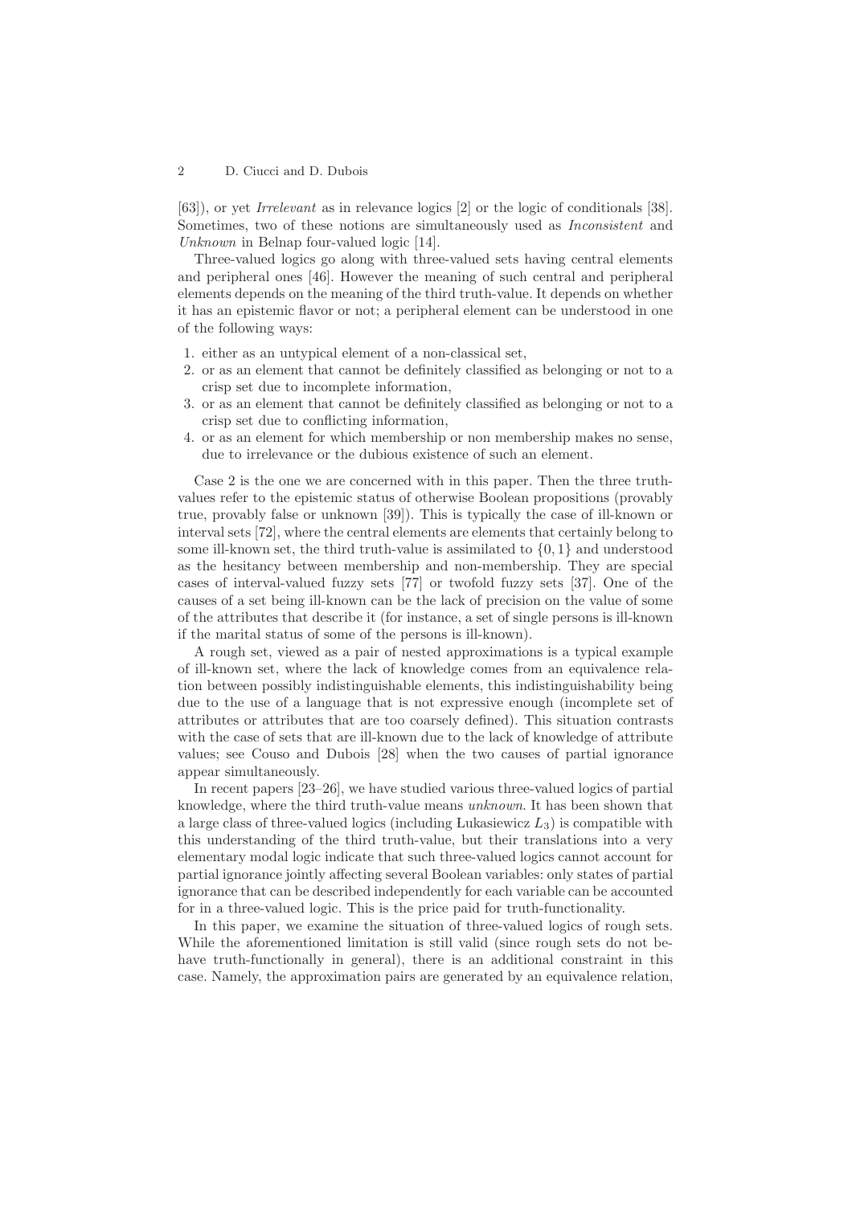[63]), or yet *Irrelevant* as in relevance logics [2] or the logic of conditionals [38]. Sometimes, two of these notions are simultaneously used as *Inconsistent* and *Unknown* in Belnap four-valued logic [14].

Three-valued logics go along with three-valued sets having central elements and peripheral ones [46]. However the meaning of such central and peripheral elements depends on the meaning of the third truth-value. It depends on whether it has an epistemic flavor or not; a peripheral element can be understood in one of the following ways:

1. either as an untypical element of a non-classical set,
2. or as an element that cannot be definitely classified as belonging or not to a crisp set due to incomplete information,
3. or as an element that cannot be definitely classified as belonging or not to a crisp set due to conflicting information,
4. or as an element for which membership or non membership makes no sense, due to irrelevance or the dubious existence of such an element.

Case 2 is the one we are concerned with in this paper. Then the three truth-values refer to the epistemic status of otherwise Boolean propositions (provably true, provably false or unknown [39]). This is typically the case of ill-known or interval sets [72], where the central elements are elements that certainly belong to some ill-known set, the third truth-value is assimilated to $\{0, 1\}$ and understood as the hesitancy between membership and non-membership. They are special cases of interval-valued fuzzy sets [77] or twofold fuzzy sets [37]. One of the causes of a set being ill-known can be the lack of precision on the value of some of the attributes that describe it (for instance, a set of single persons is ill-known if the marital status of some of the persons is ill-known).

A rough set, viewed as a pair of nested approximations is a typical example of ill-known set, where the lack of knowledge comes from an equivalence relation between possibly indistinguishable elements, this indistinguishability being due to the use of a language that is not expressive enough (incomplete set of attributes or attributes that are too coarsely defined). This situation contrasts with the case of sets that are ill-known due to the lack of knowledge of attribute values; see Couso and Dubois [28] when the two causes of partial ignorance appear simultaneously.

In recent papers [23–26], we have studied various three-valued logics of partial knowledge, where the third truth-value means *unknown*. It has been shown that a large class of three-valued logics (including Łukasiewicz $L_3$) is compatible with this understanding of the third truth-value, but their translations into a very elementary modal logic indicate that such three-valued logics cannot account for partial ignorance jointly affecting several Boolean variables: only states of partial ignorance that can be described independently for each variable can be accounted for in a three-valued logic. This is the price paid for truth-functionality.

In this paper, we examine the situation of three-valued logics of rough sets. While the aforementioned limitation is still valid (since rough sets do not behave truth-functionally in general), there is an additional constraint in this case. Namely, the approximation pairs are generated by an equivalence relation,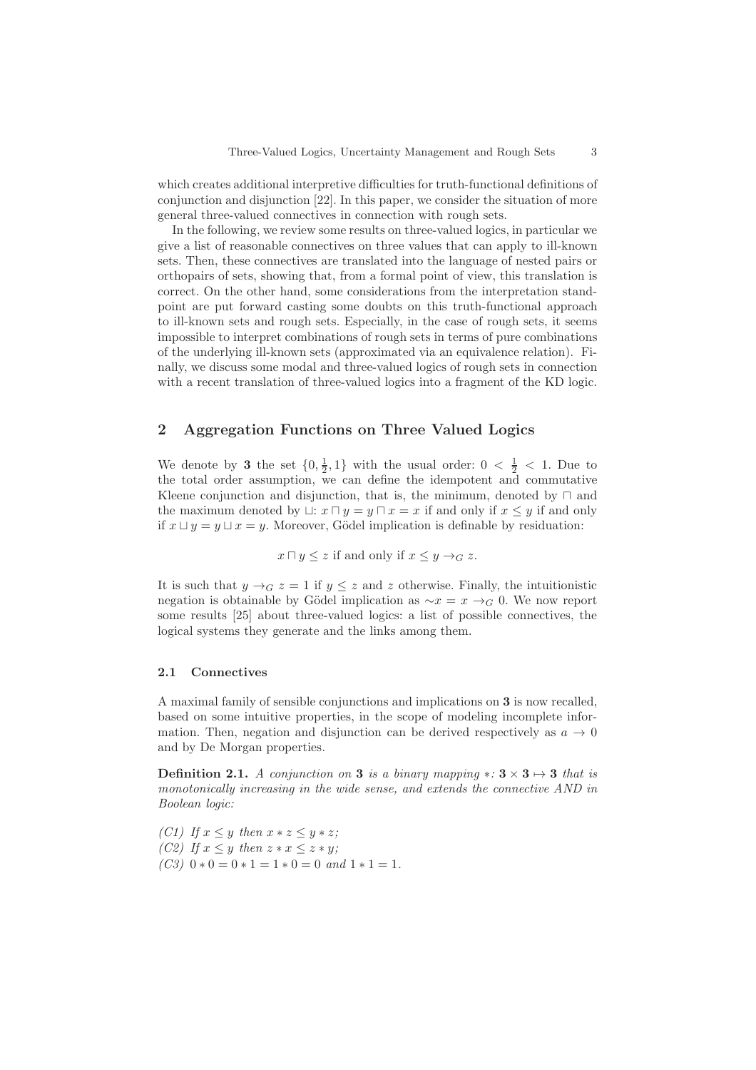which creates additional interpretive difficulties for truth-functional definitions of conjunction and disjunction [22]. In this paper, we consider the situation of more general three-valued connectives in connection with rough sets.

In the following, we review some results on three-valued logics, in particular we give a list of reasonable connectives on three values that can apply to ill-known sets. Then, these connectives are translated into the language of nested pairs or orthopairs of sets, showing that, from a formal point of view, this translation is correct. On the other hand, some considerations from the interpretation standpoint are put forward casting some doubts on this truth-functional approach to ill-known sets and rough sets. Especially, in the case of rough sets, it seems impossible to interpret combinations of rough sets in terms of pure combinations of the underlying ill-known sets (approximated via an equivalence relation). Finally, we discuss some modal and three-valued logics of rough sets in connection with a recent translation of three-valued logics into a fragment of the KD logic.

## 2 Aggregation Functions on Three Valued Logics

We denote by **3** the set $\{0, \frac{1}{2}, 1\}$ with the usual order: $0 < \frac{1}{2} < 1$. Due to the total order assumption, we can define the idempotent and commutative Kleene conjunction and disjunction, that is, the minimum, denoted by $\sqcap$ and the maximum denoted by $\sqcup$: $x \sqcap y = y \sqcap x = x$ if and only if $x \leq y$ if and only if $x \sqcup y = y \sqcup x = y$. Moreover, Gödel implication is definable by residuation:

$$x \sqcap y \leq z \text{ if and only if } x \leq y \to_G z.$$

It is such that $y \to_G z = 1$ if $y \leq z$ and $z$ otherwise. Finally, the intuitionistic negation is obtainable by Gödel implication as $\sim x = x \to_G 0$. We now report some results [25] about three-valued logics: a list of possible connectives, the logical systems they generate and the links among them.

### 2.1 Connectives

A maximal family of sensible conjunctions and implications on **3** is now recalled, based on some intuitive properties, in the scope of modeling incomplete information. Then, negation and disjunction can be derived respectively as $a \to 0$ and by De Morgan properties.

**Definition 2.1.** *A conjunction on* **3** *is a binary mapping* $*: \mathbf{3} \times \mathbf{3} \mapsto \mathbf{3}$ *that is monotonically increasing in the wide sense, and extends the connective AND in Boolean logic:*

*(C1) If* $x \leq y$ *then* $x * z \leq y * z$*;*
*(C2) If* $x \leq y$ *then* $z * x \leq z * y$*;*
*(C3)* $0 * 0 = 0 * 1 = 1 * 0 = 0$ *and* $1 * 1 = 1$*.*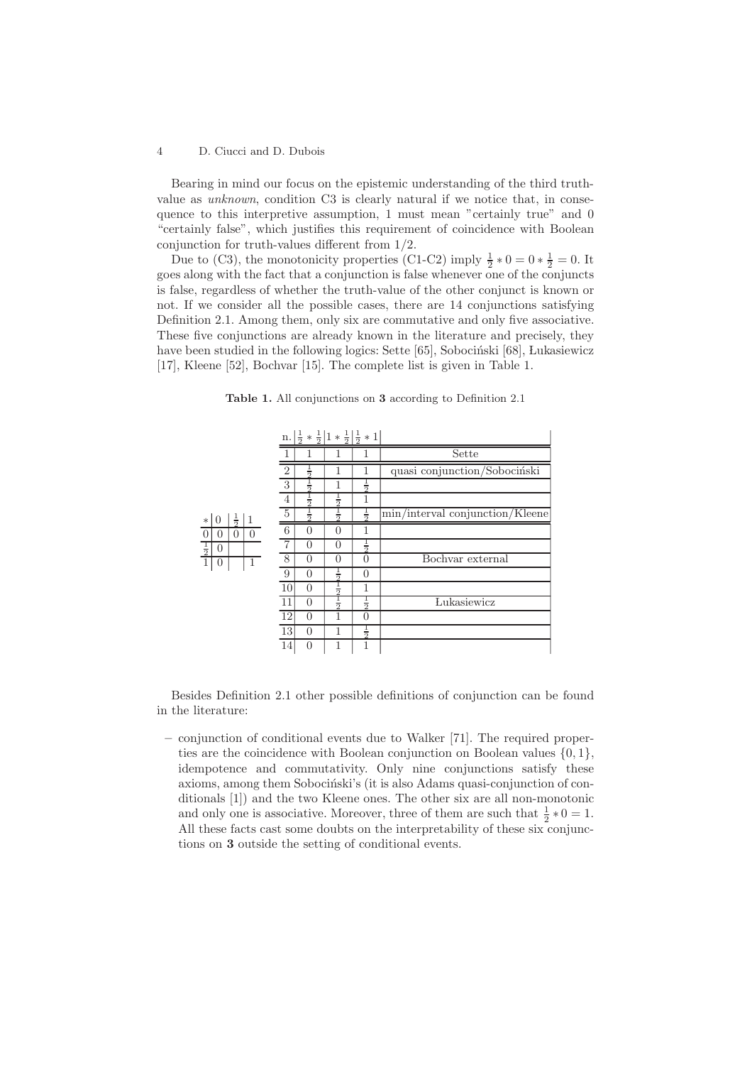Bearing in mind our focus on the epistemic understanding of the third truth-value as *unknown*, condition C3 is clearly natural if we notice that, in consequence to this interpretive assumption, 1 must mean "certainly true" and 0 "certainly false", which justifies this requirement of coincidence with Boolean conjunction for truth-values different from 1/2.

Due to (C3), the monotonicity properties (C1-C2) imply $\frac{1}{2} * 0 = 0 * \frac{1}{2} = 0$. It goes along with the fact that a conjunction is false whenever one of the conjuncts is false, regardless of whether the truth-value of the other conjunct is known or not. If we consider all the possible cases, there are 14 conjunctions satisfying Definition 2.1. Among them, only six are commutative and only five associative. These five conjunctions are already known in the literature and precisely, they have been studied in the following logics: Sette [65], Sobociński [68], Łukasiewicz [17], Kleene [52], Bochvar [15]. The complete list is given in Table 1.

**Table 1.** All conjunctions on **3** according to Definition 2.1

| $*$ | $0$ | $\frac{1}{2}$ | $1$ |
|---|---|---|---|
| $0$ | $0$ | $0$ | $0$ |
| $\frac{1}{2}$ | $0$ | | |
| $1$ | $0$ | | $1$ |

| n. | $\frac{1}{2} * \frac{1}{2}$ | $1 * \frac{1}{2}$ | $\frac{1}{2} * 1$ | |
|---|---|---|---|---|
| 1 | 1 | 1 | 1 | Sette |
| 2 | $\frac{1}{2}$ | 1 | 1 | quasi conjunction/Sobociński |
| 3 | $\frac{1}{2}$ | 1 | $\frac{1}{2}$ | |
| 4 | $\frac{1}{2}$ | $\frac{1}{2}$ | 1 | |
| 5 | $\frac{1}{2}$ | $\frac{1}{2}$ | $\frac{1}{2}$ | min/interval conjunction/Kleene |
| 6 | 0 | 0 | 1 | |
| 7 | 0 | 0 | $\frac{1}{2}$ | |
| 8 | 0 | 0 | 0 | Bochvar external |
| 9 | 0 | $\frac{1}{2}$ | 0 | |
| 10 | 0 | $\frac{1}{2}$ | 1 | |
| 11 | 0 | $\frac{1}{2}$ | $\frac{1}{2}$ | Łukasiewicz |
| 12 | 0 | 1 | 0 | |
| 13 | 0 | 1 | $\frac{1}{2}$ | |
| 14 | 0 | 1 | 1 | |

Besides Definition 2.1 other possible definitions of conjunction can be found in the literature:

– conjunction of conditional events due to Walker [71]. The required properties are the coincidence with Boolean conjunction on Boolean values $\{0, 1\}$, idempotence and commutativity. Only nine conjunctions satisfy these axioms, among them Sobociński's (it is also Adams quasi-conjunction of conditionals [1]) and the two Kleene ones. The other six are all non-monotonic and only one is associative. Moreover, three of them are such that $\frac{1}{2} * 0 = 1$. All these facts cast some doubts on the interpretability of these six conjunctions on **3** outside the setting of conditional events.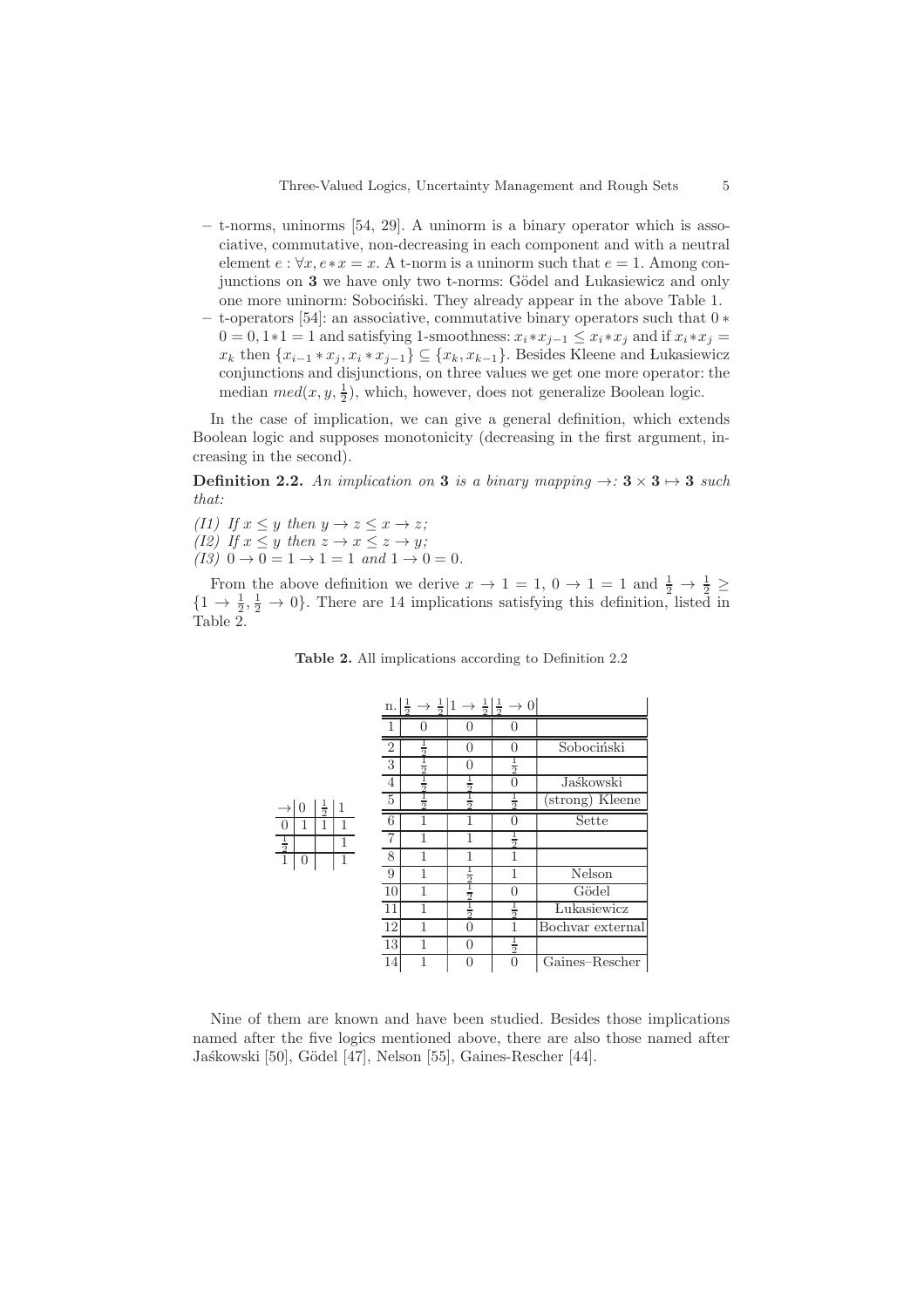– t-norms, uninorms [54, 29]. A uninorm is a binary operator which is associative, commutative, non-decreasing in each component and with a neutral element $e : \forall x, e * x = x$. A t-norm is a uninorm such that $e = 1$. Among conjunctions on **3** we have only two t-norms: Gödel and Łukasiewicz and only one more uninorm: Sobociński. They already appear in the above Table 1.
– t-operators [54]: an associative, commutative binary operators such that $0 * 0 = 0, 1*1 = 1$ and satisfying 1-smoothness: $x_i * x_{j-1} \leq x_i * x_j$ and if $x_i * x_j = x_k$ then $\{x_{i-1} * x_j, x_i * x_{j-1}\} \subseteq \{x_k, x_{k-1}\}$. Besides Kleene and Łukasiewicz conjunctions and disjunctions, on three values we get one more operator: the median $med(x, y, \frac{1}{2})$, which, however, does not generalize Boolean logic.

In the case of implication, we can give a general definition, which extends Boolean logic and supposes monotonicity (decreasing in the first argument, increasing in the second).

**Definition 2.2.** *An implication on* **3** *is a binary mapping* $\rightarrow: \mathbf{3} \times \mathbf{3} \mapsto \mathbf{3}$ *such that:*

*(I1) If* $x \leq y$ *then* $y \rightarrow z \leq x \rightarrow z$*;*
*(I2) If* $x \leq y$ *then* $z \rightarrow x \leq z \rightarrow y$*;*
*(I3)* $0 \rightarrow 0 = 1 \rightarrow 1 = 1$ *and* $1 \rightarrow 0 = 0$.

From the above definition we derive $x \rightarrow 1 = 1$, $0 \rightarrow 1 = 1$ and $\frac{1}{2} \rightarrow \frac{1}{2} \geq \{1 \rightarrow \frac{1}{2}, \frac{1}{2} \rightarrow 0\}$. There are 14 implications satisfying this definition, listed in Table 2.

**Table 2.** All implications according to Definition 2.2

| $\rightarrow$ | $0$ | $\frac{1}{2}$ | $1$ |
|---|---|---|---|
| $0$ | 1 | 1 | 1 |
| $\frac{1}{2}$ | | | 1 |
| $1$ | 0 | | 1 |

| n. | $\frac{1}{2} \rightarrow \frac{1}{2}$ | $1 \rightarrow \frac{1}{2}$ | $\frac{1}{2} \rightarrow 0$ | |
|---|---|---|---|---|
| 1 | 0 | 0 | 0 | |
| 2 | $\frac{1}{2}$ | 0 | 0 | Sobociński |
| 3 | $\frac{1}{2}$ | 0 | $\frac{1}{2}$ | |
| 4 | $\frac{1}{2}$ | $\frac{1}{2}$ | 0 | Jaśkowski |
| 5 | $\frac{1}{2}$ | $\frac{1}{2}$ | $\frac{1}{2}$ | (strong) Kleene |
| 6 | 1 | 1 | 0 | Sette |
| 7 | 1 | 1 | $\frac{1}{2}$ | |
| 8 | 1 | 1 | 1 | |
| 9 | 1 | $\frac{1}{2}$ | 1 | Nelson |
| 10 | 1 | $\frac{1}{2}$ | 0 | Gödel |
| 11 | 1 | $\frac{1}{2}$ | $\frac{1}{2}$ | Łukasiewicz |
| 12 | 1 | 0 | 1 | Bochvar external |
| 13 | 1 | 0 | $\frac{1}{2}$ | |
| 14 | 1 | 0 | 0 | Gaines–Rescher |

Nine of them are known and have been studied. Besides those implications named after the five logics mentioned above, there are also those named after Jaśkowski [50], Gödel [47], Nelson [55], Gaines-Rescher [44].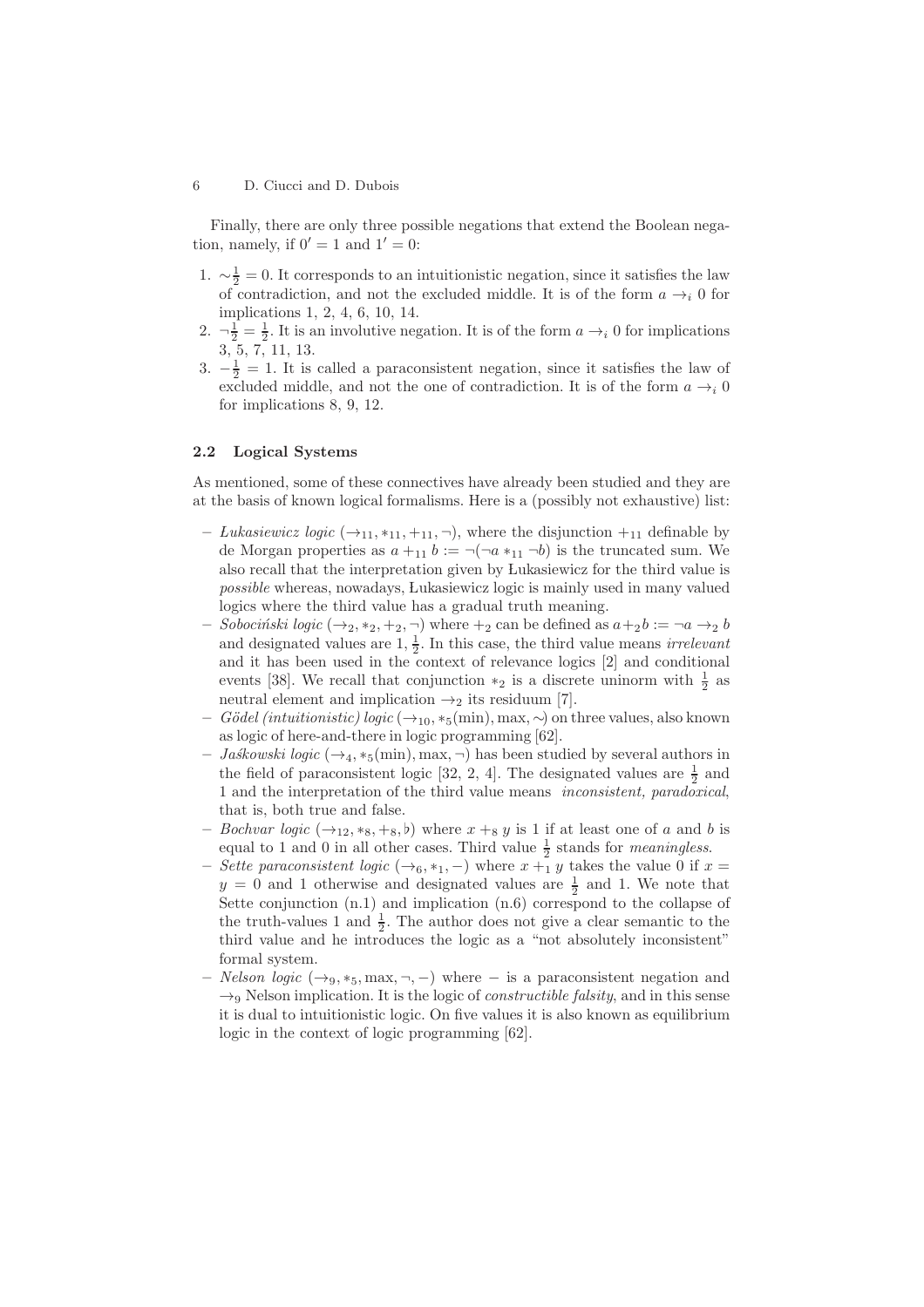Finally, there are only three possible negations that extend the Boolean negation, namely, if $0' = 1$ and $1' = 0$:

1. $\sim\frac{1}{2} = 0$. It corresponds to an intuitionistic negation, since it satisfies the law of contradiction, and not the excluded middle. It is of the form $a \rightarrow_i 0$ for implications 1, 2, 4, 6, 10, 14.
2. $\neg\frac{1}{2} = \frac{1}{2}$. It is an involutive negation. It is of the form $a \rightarrow_i 0$ for implications 3, 5, 7, 11, 13.
3. $-\frac{1}{2} = 1$. It is called a paraconsistent negation, since it satisfies the law of excluded middle, and not the one of contradiction. It is of the form $a \rightarrow_i 0$ for implications 8, 9, 12.

### 2.2 Logical Systems

As mentioned, some of these connectives have already been studied and they are at the basis of known logical formalisms. Here is a (possibly not exhaustive) list:

- *Lukasiewicz logic* $(\rightarrow_{11}, *_{11}, +_{11}, \neg)$, where the disjunction $+_{11}$ definable by de Morgan properties as $a +_{11} b := \neg(\neg a *_{11} \neg b)$ is the truncated sum. We also recall that the interpretation given by Łukasiewicz for the third value is *possible* whereas, nowadays, Łukasiewicz logic is mainly used in many valued logics where the third value has a gradual truth meaning.
- *Sobociński logic* $(\rightarrow_2, *_2, +_2, \neg)$ where $+_2$ can be defined as $a +_2 b := \neg a \rightarrow_2 b$ and designated values are $1, \frac{1}{2}$. In this case, the third value means *irrelevant* and it has been used in the context of relevance logics [2] and conditional events [38]. We recall that conjunction $*_2$ is a discrete uninorm with $\frac{1}{2}$ as neutral element and implication $\rightarrow_2$ its residuum [7].
- *Gödel (intuitionistic) logic* $(\rightarrow_{10}, *_5(\min), \max, \sim)$ on three values, also known as logic of here-and-there in logic programming [62].
- *Jaśkowski logic* $(\rightarrow_4, *_5(\min), \max, \neg)$ has been studied by several authors in the field of paraconsistent logic [32, 2, 4]. The designated values are $\frac{1}{2}$ and 1 and the interpretation of the third value means *inconsistent, paradoxical*, that is, both true and false.
- *Bochvar logic* $(\rightarrow_{12}, *_8, +_8, \flat)$ where $x +_8 y$ is 1 if at least one of $a$ and $b$ is equal to 1 and 0 in all other cases. Third value $\frac{1}{2}$ stands for *meaningless*.
- *Sette paraconsistent logic* $(\rightarrow_6, *_1, -)$ where $x +_1 y$ takes the value 0 if $x = y = 0$ and 1 otherwise and designated values are $\frac{1}{2}$ and 1. We note that Sette conjunction (n.1) and implication (n.6) correspond to the collapse of the truth-values 1 and $\frac{1}{2}$. The author does not give a clear semantic to the third value and he introduces the logic as a "not absolutely inconsistent" formal system.
- *Nelson logic* $(\rightarrow_9, *_5, \max, \neg, -)$ where $-$ is a paraconsistent negation and $\rightarrow_9$ Nelson implication. It is the logic of *constructible falsity*, and in this sense it is dual to intuitionistic logic. On five values it is also known as equilibrium logic in the context of logic programming [62].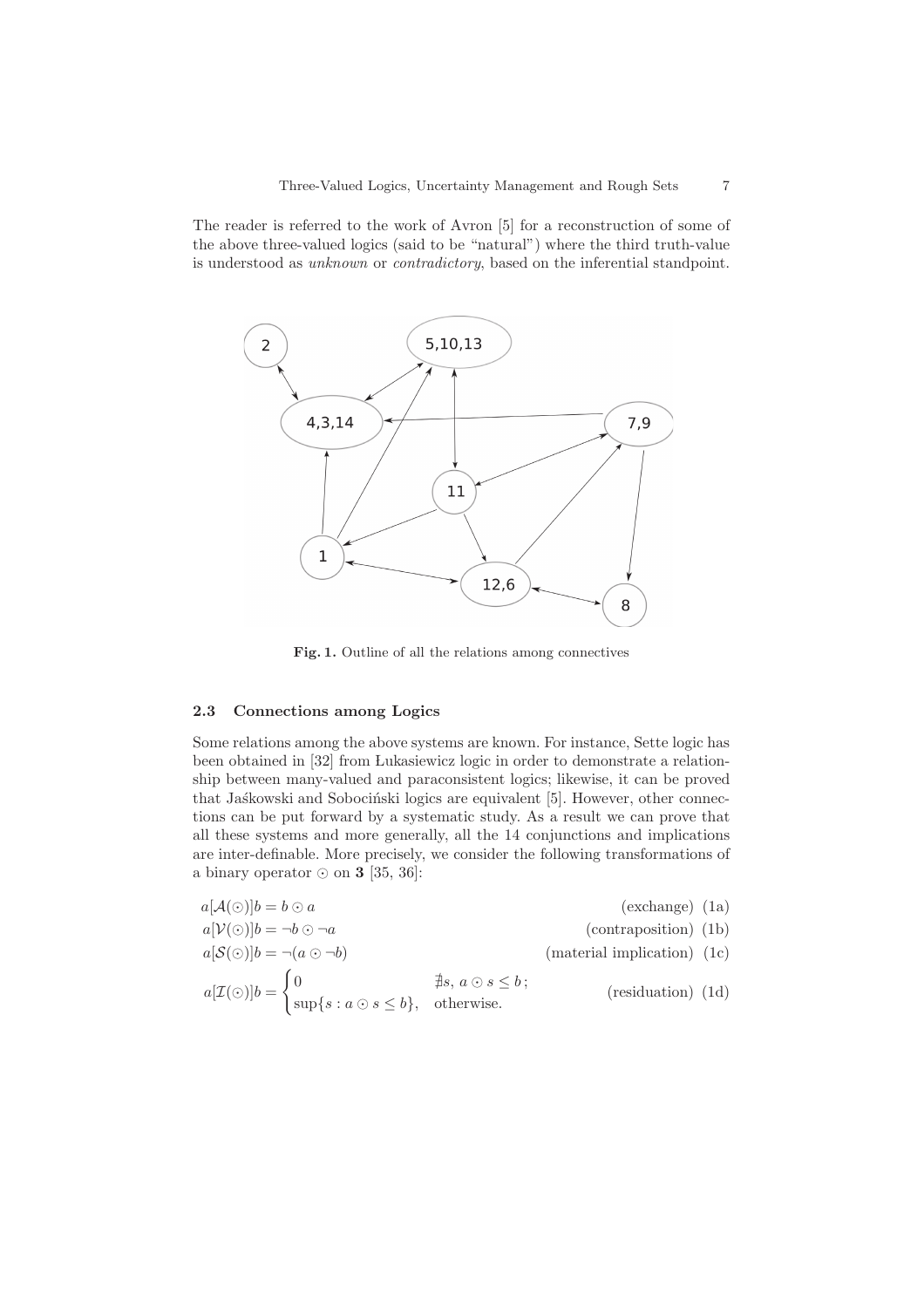The reader is referred to the work of Avron [5] for a reconstruction of some of the above three-valued logics (said to be "natural") where the third truth-value is understood as *unknown* or *contradictory*, based on the inferential standpoint.

**Fig. 1.** Outline of all the relations among connectives

### 2.3 Connections among Logics

Some relations among the above systems are known. For instance, Sette logic has been obtained in [32] from Łukasiewicz logic in order to demonstrate a relationship between many-valued and paraconsistent logics; likewise, it can be proved that Jaśkowski and Sobociński logics are equivalent [5]. However, other connections can be put forward by a systematic study. As a result we can prove that all these systems and more generally, all the 14 conjunctions and implications are inter-definable. More precisely, we consider the following transformations of a binary operator $\odot$ on $\mathbf{3}$ [35, 36]:

$$a[\mathcal{A}(\odot)]b = b \odot a \qquad \text{(exchange) (1a)}$$

$$a[\mathcal{V}(\odot)]b = \neg b \odot \neg a \qquad \text{(contraposition) (1b)}$$

$$a[\mathcal{S}(\odot)]b = \neg(a \odot \neg b) \qquad \text{(material implication) (1c)}$$

$$a[\mathcal{I}(\odot)]b = \begin{cases} 0 & \nexists s,\ a \odot s \leq b\,; \\ \sup\{s : a \odot s \leq b\}, & \text{otherwise.} \end{cases} \qquad \text{(residuation) (1d)}$$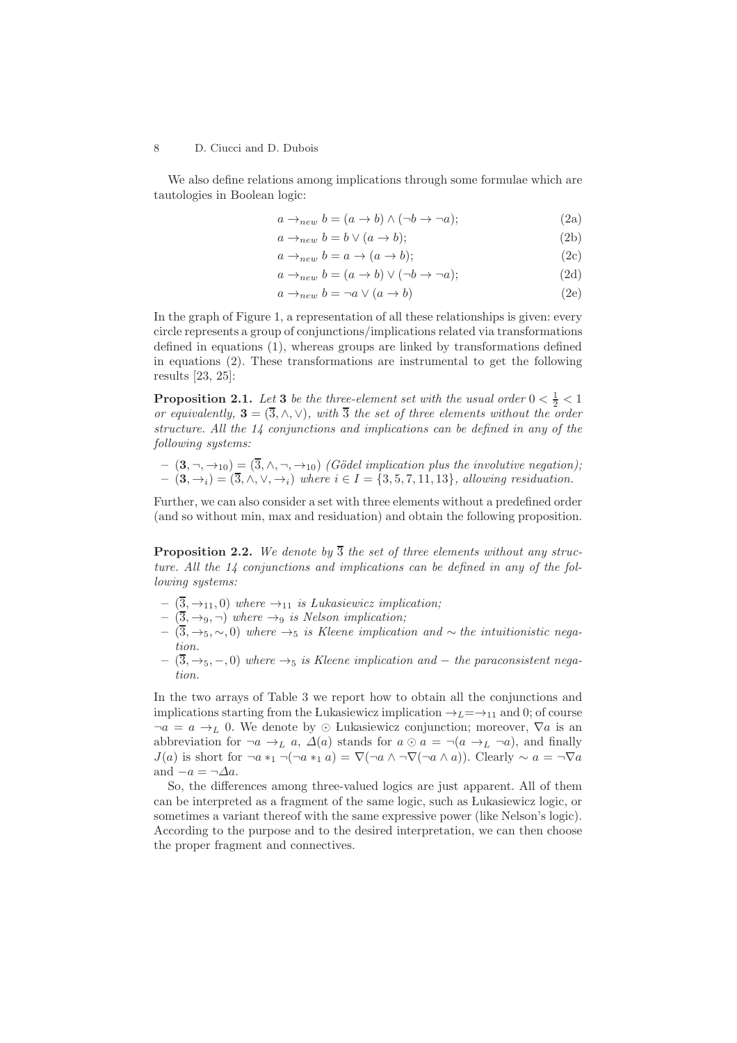We also define relations among implications through some formulae which are tautologies in Boolean logic:

$$a \rightarrow_{new} b = (a \rightarrow b) \wedge (\neg b \rightarrow \neg a); \tag{2a}$$

$$a \rightarrow_{new} b = b \vee (a \rightarrow b); \tag{2b}$$

$$a \rightarrow_{new} b = a \rightarrow (a \rightarrow b); \tag{2c}$$

$$a \rightarrow_{new} b = (a \rightarrow b) \vee (\neg b \rightarrow \neg a); \tag{2d}$$

$$a \rightarrow_{new} b = \neg a \vee (a \rightarrow b) \tag{2e}$$

In the graph of Figure 1, a representation of all these relationships is given: every circle represents a group of conjunctions/implications related via transformations defined in equations (1), whereas groups are linked by transformations defined in equations (2). These transformations are instrumental to get the following results [23, 25]:

**Proposition 2.1.** *Let* $\mathbf{3}$ *be the three-element set with the usual order* $0 < \frac{1}{2} < 1$ *or equivalently,* $\mathbf{3} = (\overline{3}, \wedge, \vee)$*, with* $\overline{3}$ *the set of three elements without the order structure. All the 14 conjunctions and implications can be defined in any of the following systems:*

- $(\mathbf{3}, \neg, \rightarrow_{10}) = (\overline{3}, \wedge, \neg, \rightarrow_{10})$ *(Gödel implication plus the involutive negation);*
- $(\mathbf{3}, \rightarrow_i) = (\overline{3}, \wedge, \vee, \rightarrow_i)$ *where* $i \in I = \{3, 5, 7, 11, 13\}$*, allowing residuation.*

Further, we can also consider a set with three elements without a predefined order (and so without min, max and residuation) and obtain the following proposition.

**Proposition 2.2.** *We denote by* $\overline{3}$ *the set of three elements without any structure. All the 14 conjunctions and implications can be defined in any of the following systems:*

- $(\overline{3}, \rightarrow_{11}, 0)$ *where* $\rightarrow_{11}$ *is Łukasiewicz implication;*
- $(\overline{3}, \rightarrow_9, \neg)$ *where* $\rightarrow_9$ *is Nelson implication;*
- $(\overline{3}, \rightarrow_5, \sim, 0)$ *where* $\rightarrow_5$ *is Kleene implication and* $\sim$ *the intuitionistic negation.*
- $(\overline{3}, \rightarrow_5, -, 0)$ *where* $\rightarrow_5$ *is Kleene implication and* $-$ *the paraconsistent negation.*

In the two arrays of Table 3 we report how to obtain all the conjunctions and implications starting from the Łukasiewicz implication $\rightarrow_L = \rightarrow_{11}$ and 0; of course $\neg a = a \rightarrow_L 0$. We denote by $\odot$ Łukasiewicz conjunction; moreover, $\nabla a$ is an abbreviation for $\neg a \rightarrow_L a$, $\Delta(a)$ stands for $a \odot a = \neg(a \rightarrow_L \neg a)$, and finally $J(a)$ is short for $\neg a *_1 \neg(\neg a *_1 a) = \nabla(\neg a \wedge \neg \nabla(\neg a \wedge a))$. Clearly $\sim a = \neg \nabla a$ and $-a = \neg \Delta a$.

So, the differences among three-valued logics are just apparent. All of them can be interpreted as a fragment of the same logic, such as Łukasiewicz logic, or sometimes a variant thereof with the same expressive power (like Nelson's logic). According to the purpose and to the desired interpretation, we can then choose the proper fragment and connectives.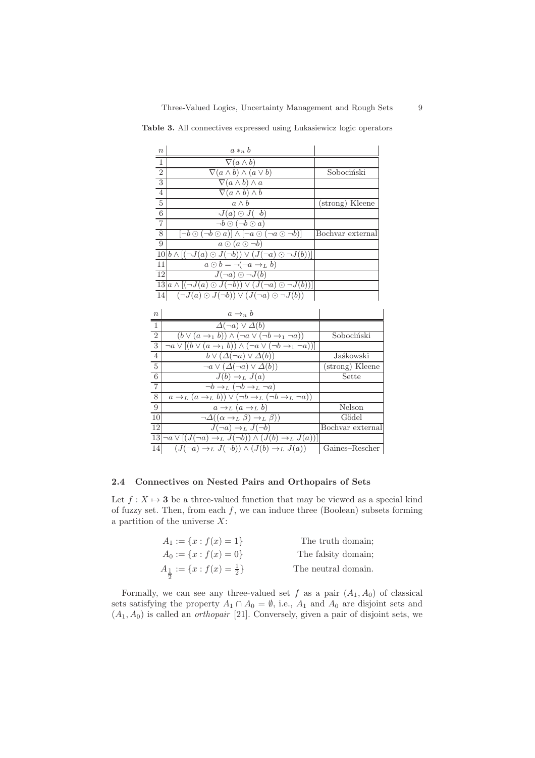**Table 3.** All connectives expressed using Lukasiewicz logic operators

| $n$ | $a *_n b$ | |
|---|---|---|
| 1 | $\nabla(a \wedge b)$ | |
| 2 | $\nabla(a \wedge b) \wedge (a \vee b)$ | Sobociński |
| 3 | $\nabla(a \wedge b) \wedge a$ | |
| 4 | $\nabla(a \wedge b) \wedge b$ | |
| 5 | $a \wedge b$ | (strong) Kleene |
| 6 | $\neg J(a) \odot J(\neg b)$ | |
| 7 | $\neg b \odot (\neg b \odot a)$ | |
| 8 | $[\neg b \odot (\neg b \odot a)] \wedge [\neg a \odot (\neg a \odot \neg b)]$ | Bochvar external |
| 9 | $a \odot (a \odot \neg b)$ | |
| 10 | $b \wedge [(\neg J(a) \odot J(\neg b)) \vee (J(\neg a) \odot \neg J(b))]$ | |
| 11 | $a \odot b = \neg(\neg a \to_L b)$ | |
| 12 | $J(\neg a) \odot \neg J(b)$ | |
| 13 | $a \wedge [(\neg J(a) \odot J(\neg b)) \vee (J(\neg a) \odot \neg J(b))]$ | |
| 14 | $(\neg J(a) \odot J(\neg b)) \vee (J(\neg a) \odot \neg J(b))$ | |

| $n$ | $a \to_n b$ | |
|---|---|---|
| 1 | $\Delta(\neg a) \vee \Delta(b)$ | |
| 2 | $(b \vee (a \to_1 b)) \wedge (\neg a \vee (\neg b \to_1 \neg a))$ | Sobociński |
| 3 | $\neg a \vee [(b \vee (a \to_1 b)) \wedge (\neg a \vee (\neg b \to_1 \neg a))]$ | |
| 4 | $b \vee (\Delta(\neg a) \vee \Delta(b))$ | Jaśkowski |
| 5 | $\neg a \vee (\Delta(\neg a) \vee \Delta(b))$ | (strong) Kleene |
| 6 | $J(b) \to_L J(a)$ | Sette |
| 7 | $\neg b \to_L (\neg b \to_L \neg a)$ | |
| 8 | $a \to_L (a \to_L b)) \vee (\neg b \to_L (\neg b \to_L \neg a))$ | |
| 9 | $a \to_L (a \to_L b)$ | Nelson |
| 10 | $\neg \Delta((\alpha \to_L \beta) \to_L \beta))$ | Gödel |
| 12 | $J(\neg a) \to_L J(\neg b)$ | Bochvar external |
| 13 | $\neg a \vee [(J(\neg a) \to_L J(\neg b)) \wedge (J(b) \to_L J(a))]$ | |
| 14 | $(J(\neg a) \to_L J(\neg b)) \wedge (J(b) \to_L J(a))$ | Gaines–Rescher |

### 2.4 Connectives on Nested Pairs and Orthopairs of Sets

Let $f : X \mapsto \mathbf{3}$ be a three-valued function that may be viewed as a special kind of fuzzy set. Then, from each $f$, we can induce three (Boolean) subsets forming a partition of the universe $X$:

$$A_1 := \{x : f(x) = 1\} \qquad \text{The truth domain;}$$
$$A_0 := \{x : f(x) = 0\} \qquad \text{The falsity domain;}$$
$$A_{\frac{1}{2}} := \{x : f(x) = \tfrac{1}{2}\} \qquad \text{The neutral domain.}$$

Formally, we can see any three-valued set $f$ as a pair $(A_1, A_0)$ of classical sets satisfying the property $A_1 \cap A_0 = \emptyset$, i.e., $A_1$ and $A_0$ are disjoint sets and $(A_1, A_0)$ is called an *orthopair* [21]. Conversely, given a pair of disjoint sets, we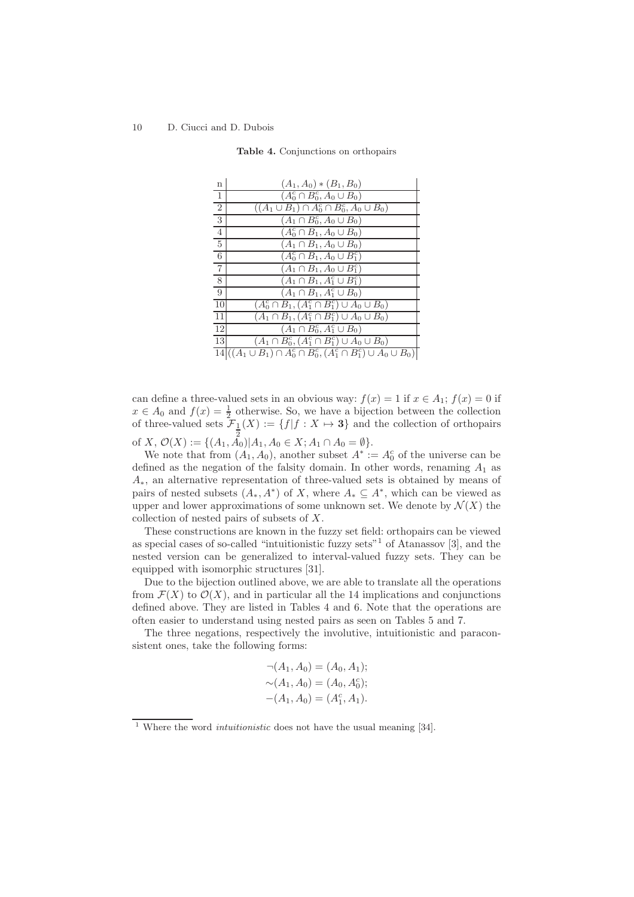**Table 4.** Conjunctions on orthopairs

| n | $(A_1, A_0) * (B_1, B_0)$ |
|---|---|
| 1 | $(A_0^c \cap B_0^c, A_0 \cup B_0)$ |
| 2 | $((A_1 \cup B_1) \cap A_0^c \cap B_0^c, A_0 \cup B_0)$ |
| 3 | $(A_1 \cap B_0^c, A_0 \cup B_0)$ |
| 4 | $(A_0^c \cap B_1, A_0 \cup B_0)$ |
| 5 | $(A_1 \cap B_1, A_0 \cup B_0)$ |
| 6 | $(A_0^c \cap B_1, A_0 \cup B_1^c)$ |
| 7 | $(A_1 \cap B_1, A_0 \cup B_1^c)$ |
| 8 | $(A_1 \cap B_1, A_1^c \cup B_1^c)$ |
| 9 | $(A_1 \cap B_1, A_1^c \cup B_0)$ |
| 10 | $(A_0^c \cap B_1, (A_1^c \cap B_1^c) \cup A_0 \cup B_0)$ |
| 11 | $(A_1 \cap B_1, (A_1^c \cap B_1^c) \cup A_0 \cup B_0)$ |
| 12 | $(A_1 \cap B_0^c, A_1^c \cup B_0)$ |
| 13 | $(A_1 \cap B_0^c, (A_1^c \cap B_1^c) \cup A_0 \cup B_0)$ |
| 14 | $((A_1 \cup B_1) \cap A_0^c \cap B_0^c, (A_1^c \cap B_1^c) \cup A_0 \cup B_0)$ |

can define a three-valued sets in an obvious way: $f(x) = 1$ if $x \in A_1$; $f(x) = 0$ if $x \in A_0$ and $f(x) = \frac{1}{2}$ otherwise. So, we have a bijection between the collection of three-valued sets $\mathcal{F}_{\frac{1}{2}}(X) := \{f | f : X \mapsto \mathbf{3}\}$ and the collection of orthopairs of $X$, $\mathcal{O}(X) := \{(A_1, A_0) | A_1, A_0 \in X; A_1 \cap A_0 = \emptyset\}$.

We note that from $(A_1, A_0)$, another subset $A^* := A_0^c$ of the universe can be defined as the negation of the falsity domain. In other words, renaming $A_1$ as $A_*$, an alternative representation of three-valued sets is obtained by means of pairs of nested subsets $(A_*, A^*)$ of $X$, where $A_* \subseteq A^*$, which can be viewed as upper and lower approximations of some unknown set. We denote by $\mathcal{N}(X)$ the collection of nested pairs of subsets of $X$.

These constructions are known in the fuzzy set field: orthopairs can be viewed as special cases of so-called "intuitionistic fuzzy sets"[1] of Atanassov [3], and the nested version can be generalized to interval-valued fuzzy sets. They can be equipped with isomorphic structures [31].

Due to the bijection outlined above, we are able to translate all the operations from $\mathcal{F}(X)$ to $\mathcal{O}(X)$, and in particular all the 14 implications and conjunctions defined above. They are listed in Tables 4 and 6. Note that the operations are often easier to understand using nested pairs as seen on Tables 5 and 7.

The three negations, respectively the involutive, intuitionistic and paraconsistent ones, take the following forms:

$$\neg(A_1, A_0) = (A_0, A_1);$$
$$\sim(A_1, A_0) = (A_0, A_0^c);$$
$$-(A_1, A_0) = (A_1^c, A_1).$$

[1] Where the word *intuitionistic* does not have the usual meaning [34].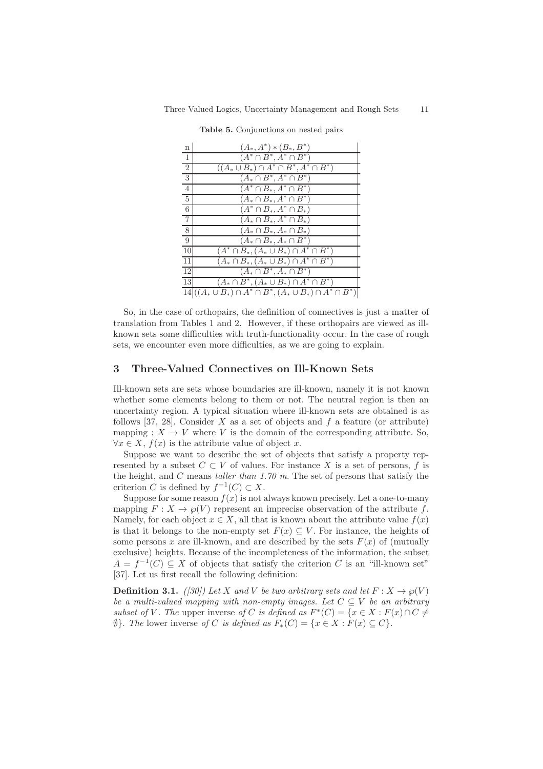**Table 5.** Conjunctions on nested pairs

| n | $(A_*, A^*) * (B_*, B^*)$ |
|---|---|
| 1 | $(A^* \cap B^*, A^* \cap B^*)$ |
| 2 | $((A_* \cup B_*) \cap A^* \cap B^*, A^* \cap B^*)$ |
| 3 | $(A_* \cap B^*, A^* \cap B^*)$ |
| 4 | $(A^* \cap B_*, A^* \cap B^*)$ |
| 5 | $(A_* \cap B_*, A^* \cap B^*)$ |
| 6 | $(A^* \cap B_*, A^* \cap B_*)$ |
| 7 | $(A_* \cap B_*, A^* \cap B_*)$ |
| 8 | $(A_* \cap B_*, A_* \cap B_*)$ |
| 9 | $(A_* \cap B_*, A_* \cap B^*)$ |
| 10 | $(A^* \cap B_*, (A_* \cup B_*) \cap A^* \cap B^*)$ |
| 11 | $(A_* \cap B_*, (A_* \cup B_*) \cap A^* \cap B^*)$ |
| 12 | $(A_* \cap B^*, A_* \cap B^*)$ |
| 13 | $(A_* \cap B^*, (A_* \cup B_*) \cap A^* \cap B^*)$ |
| 14 | $((A_* \cup B_*) \cap A^* \cap B^*, (A_* \cup B_*) \cap A^* \cap B^*)$ |

So, in the case of orthopairs, the definition of connectives is just a matter of translation from Tables 1 and 2. However, if these orthopairs are viewed as ill-known sets some difficulties with truth-functionality occur. In the case of rough sets, we encounter even more difficulties, as we are going to explain.

## 3 Three-Valued Connectives on Ill-Known Sets

Ill-known sets are sets whose boundaries are ill-known, namely it is not known whether some elements belong to them or not. The neutral region is then an uncertainty region. A typical situation where ill-known sets are obtained is as follows [37, 28]. Consider $X$ as a set of objects and $f$ a feature (or attribute) mapping : $X \to V$ where $V$ is the domain of the corresponding attribute. So, $\forall x \in X$, $f(x)$ is the attribute value of object $x$.

Suppose we want to describe the set of objects that satisfy a property represented by a subset $C \subset V$ of values. For instance $X$ is a set of persons, $f$ is the height, and $C$ means *taller than 1.70 m*. The set of persons that satisfy the criterion $C$ is defined by $f^{-1}(C) \subset X$.

Suppose for some reason $f(x)$ is not always known precisely. Let a one-to-many mapping $F : X \to \wp(V)$ represent an imprecise observation of the attribute $f$. Namely, for each object $x \in X$, all that is known about the attribute value $f(x)$ is that it belongs to the non-empty set $F(x) \subseteq V$. For instance, the heights of some persons $x$ are ill-known, and are described by the sets $F(x)$ of (mutually exclusive) heights. Because of the incompleteness of the information, the subset $A = f^{-1}(C) \subseteq X$ of objects that satisfy the criterion $C$ is an "ill-known set" [37]. Let us first recall the following definition:

**Definition 3.1.** *([30]) Let $X$ and $V$ be two arbitrary sets and let $F : X \to \wp(V)$ be a multi-valued mapping with non-empty images. Let $C \subseteq V$ be an arbitrary subset of $V$. The* upper inverse *of $C$ is defined as $F^*(C) = \{x \in X : F(x) \cap C \neq \emptyset\}$. The* lower inverse *of $C$ is defined as $F_*(C) = \{x \in X : F(x) \subseteq C\}$.*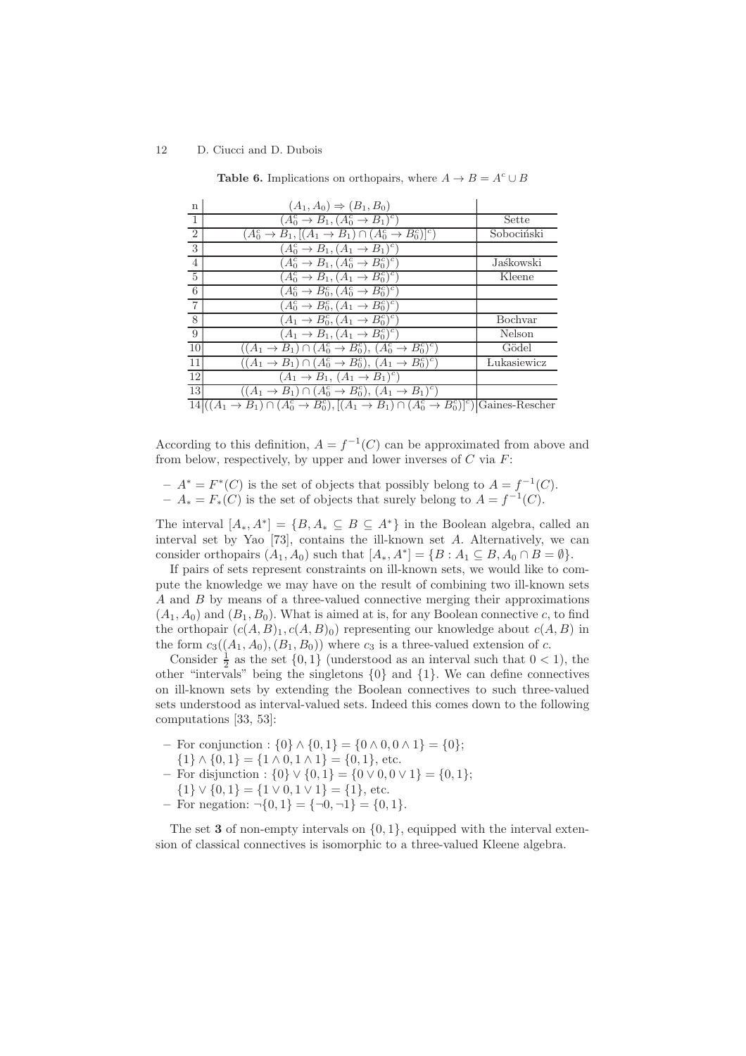**Table 6.** Implications on orthopairs, where $A \to B = A^c \cup B$

| n | $(A_1, A_0) \Rightarrow (B_1, B_0)$ | |
|---|---|---|
| 1 | $(A_0^c \to B_1, (A_0^c \to B_1)^c)$ | Sette |
| 2 | $(A_0^c \to B_1, [(A_1 \to B_1) \cap (A_0^c \to B_0^c)]^c)$ | Sobociński |
| 3 | $(A_0^c \to B_1, (A_1 \to B_1)^c)$ | |
| 4 | $(A_0^c \to B_1, (A_0^c \to B_0^c)^c)$ | Jaśkowski |
| 5 | $(A_0^c \to B_1, (A_1 \to B_0^c)^c)$ | Kleene |
| 6 | $(A_0^c \to B_0^c, (A_0^c \to B_0^c)^c)$ | |
| 7 | $(A_0^c \to B_0^c, (A_1 \to B_0^c)^c)$ | |
| 8 | $(A_1 \to B_0^c, (A_1 \to B_0^c)^c)$ | Bochvar |
| 9 | $(A_1 \to B_1, (A_1 \to B_0^c)^c)$ | Nelson |
| 10 | $((A_1 \to B_1) \cap (A_0^c \to B_0^c),\ (A_0^c \to B_0^c)^c)$ | Gödel |
| 11 | $((A_1 \to B_1) \cap (A_0^c \to B_0^c),\ (A_1 \to B_0^c)^c)$ | Łukasiewicz |
| 12 | $(A_1 \to B_1,\ (A_1 \to B_1)^c)$ | |
| 13 | $((A_1 \to B_1) \cap (A_0^c \to B_0^c),\ (A_1 \to B_1)^c)$ | |
| 14 | $((A_1 \to B_1) \cap (A_0^c \to B_0^c), [(A_1 \to B_1) \cap (A_0^c \to B_0^c)]^c)$ | Gaines-Rescher |

According to this definition, $A = f^{-1}(C)$ can be approximated from above and from below, respectively, by upper and lower inverses of $C$ via $F$:

- $A^* = F^*(C)$ is the set of objects that possibly belong to $A = f^{-1}(C)$.
- $A_* = F_*(C)$ is the set of objects that surely belong to $A = f^{-1}(C)$.

The interval $[A_*, A^*] = \{B, A_* \subseteq B \subseteq A^*\}$ in the Boolean algebra, called an interval set by Yao [73], contains the ill-known set $A$. Alternatively, we can consider orthopairs $(A_1, A_0)$ such that $[A_*, A^*] = \{B : A_1 \subseteq B, A_0 \cap B = \emptyset\}$.

If pairs of sets represent constraints on ill-known sets, we would like to compute the knowledge we may have on the result of combining two ill-known sets $A$ and $B$ by means of a three-valued connective merging their approximations $(A_1, A_0)$ and $(B_1, B_0)$. What is aimed at is, for any Boolean connective $c$, to find the orthopair $(c(A, B)_1, c(A, B)_0)$ representing our knowledge about $c(A, B)$ in the form $c_3((A_1, A_0), (B_1, B_0))$ where $c_3$ is a three-valued extension of $c$.

Consider $\frac{1}{2}$ as the set $\{0, 1\}$ (understood as an interval such that $0 < 1$), the other "intervals" being the singletons $\{0\}$ and $\{1\}$. We can define connectives on ill-known sets by extending the Boolean connectives to such three-valued sets understood as interval-valued sets. Indeed this comes down to the following computations [33, 53]:

- For conjunction : $\{0\} \wedge \{0, 1\} = \{0 \wedge 0, 0 \wedge 1\} = \{0\}$;
  $\{1\} \wedge \{0, 1\} = \{1 \wedge 0, 1 \wedge 1\} = \{0, 1\}$, etc.
- For disjunction : $\{0\} \vee \{0, 1\} = \{0 \vee 0, 0 \vee 1\} = \{0, 1\}$;
  $\{1\} \vee \{0, 1\} = \{1 \vee 0, 1 \vee 1\} = \{1\}$, etc.
- For negation: $\neg\{0, 1\} = \{\neg 0, \neg 1\} = \{0, 1\}$.

The set **3** of non-empty intervals on $\{0, 1\}$, equipped with the interval extension of classical connectives is isomorphic to a three-valued Kleene algebra.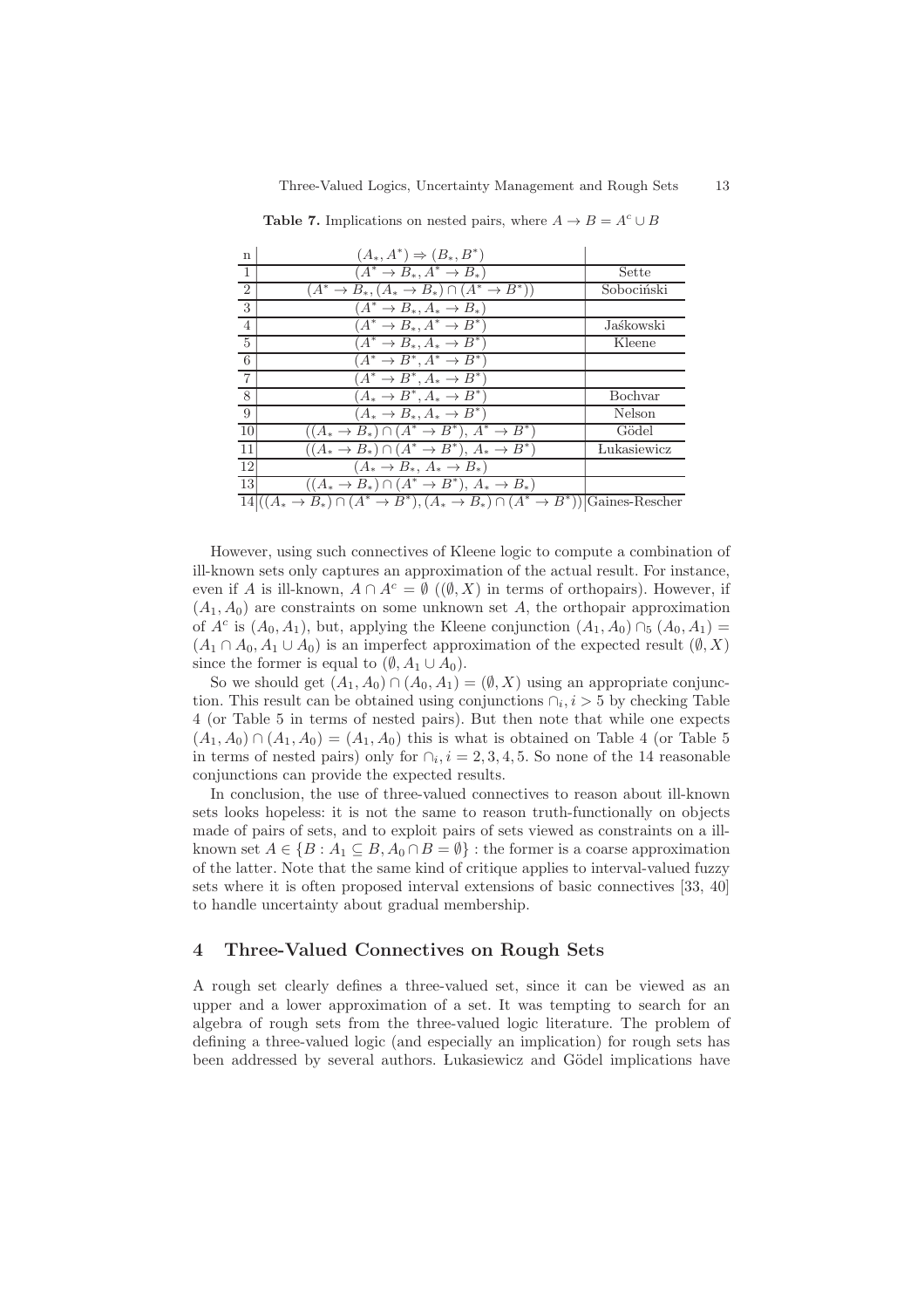**Table 7.** Implications on nested pairs, where $A \to B = A^c \cup B$

| n | $(A_*, A^*) \Rightarrow (B_*, B^*)$ | |
|---|---|---|
| 1 | $(A^* \to B_*, A^* \to B_*)$ | Sette |
| 2 | $(A^* \to B_*, (A_* \to B_*) \cap (A^* \to B^*))$ | Sobociński |
| 3 | $(A^* \to B_*, A_* \to B_*)$ | |
| 4 | $(A^* \to B_*, A^* \to B^*)$ | Jaśkowski |
| 5 | $(A^* \to B_*, A_* \to B^*)$ | Kleene |
| 6 | $(A^* \to B^*, A^* \to B^*)$ | |
| 7 | $(A^* \to B^*, A_* \to B^*)$ | |
| 8 | $(A_* \to B^*, A_* \to B^*)$ | Bochvar |
| 9 | $(A_* \to B_*, A_* \to B^*)$ | Nelson |
| 10 | $((A_* \to B_*) \cap (A^* \to B^*),\ A^* \to B^*)$ | Gödel |
| 11 | $((A_* \to B_*) \cap (A^* \to B^*),\ A_* \to B^*)$ | Łukasiewicz |
| 12 | $(A_* \to B_*,\ A_* \to B_*)$ | |
| 13 | $((A_* \to B_*) \cap (A^* \to B^*),\ A_* \to B_*)$ | |
| 14 | $((A_* \to B_*) \cap (A^* \to B^*), (A_* \to B_*) \cap (A^* \to B^*))$ | Gaines-Rescher |

However, using such connectives of Kleene logic to compute a combination of ill-known sets only captures an approximation of the actual result. For instance, even if $A$ is ill-known, $A \cap A^c = \emptyset$ ($(\emptyset, X)$ in terms of orthopairs). However, if $(A_1, A_0)$ are constraints on some unknown set $A$, the orthopair approximation of $A^c$ is $(A_0, A_1)$, but, applying the Kleene conjunction $(A_1, A_0) \cap_5 (A_0, A_1) = (A_1 \cap A_0, A_1 \cup A_0)$ is an imperfect approximation of the expected result $(\emptyset, X)$ since the former is equal to $(\emptyset, A_1 \cup A_0)$.

So we should get $(A_1, A_0) \cap (A_0, A_1) = (\emptyset, X)$ using an appropriate conjunction. This result can be obtained using conjunctions $\cap_i, i > 5$ by checking Table 4 (or Table 5 in terms of nested pairs). But then note that while one expects $(A_1, A_0) \cap (A_1, A_0) = (A_1, A_0)$ this is what is obtained on Table 4 (or Table 5 in terms of nested pairs) only for $\cap_i, i = 2, 3, 4, 5$. So none of the 14 reasonable conjunctions can provide the expected results.

In conclusion, the use of three-valued connectives to reason about ill-known sets looks hopeless: it is not the same to reason truth-functionally on objects made of pairs of sets, and to exploit pairs of sets viewed as constraints on a ill-known set $A \in \{B : A_1 \subseteq B, A_0 \cap B = \emptyset\}$ : the former is a coarse approximation of the latter. Note that the same kind of critique applies to interval-valued fuzzy sets where it is often proposed interval extensions of basic connectives [33, 40] to handle uncertainty about gradual membership.

## 4 Three-Valued Connectives on Rough Sets

A rough set clearly defines a three-valued set, since it can be viewed as an upper and a lower approximation of a set. It was tempting to search for an algebra of rough sets from the three-valued logic literature. The problem of defining a three-valued logic (and especially an implication) for rough sets has been addressed by several authors. Łukasiewicz and Gödel implications have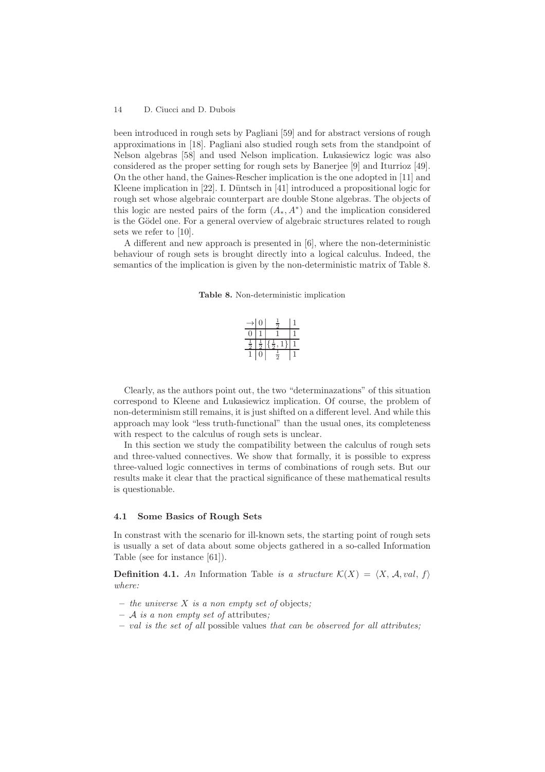been introduced in rough sets by Pagliani [59] and for abstract versions of rough approximations in [18]. Pagliani also studied rough sets from the standpoint of Nelson algebras [58] and used Nelson implication. Łukasiewicz logic was also considered as the proper setting for rough sets by Banerjee [9] and Iturrioz [49]. On the other hand, the Gaines-Rescher implication is the one adopted in [11] and Kleene implication in [22]. I. Düntsch in [41] introduced a propositional logic for rough set whose algebraic counterpart are double Stone algebras. The objects of this logic are nested pairs of the form $(A_*, A^*)$ and the implication considered is the Gödel one. For a general overview of algebraic structures related to rough sets we refer to [10].

A different and new approach is presented in [6], where the non-deterministic behaviour of rough sets is brought directly into a logical calculus. Indeed, the semantics of the implication is given by the non-deterministic matrix of Table 8.

**Table 8.** Non-deterministic implication

| $\rightarrow$ | $0$ | $\frac{1}{2}$ | $1$ |
|---|---|---|---|
| $0$ | $1$ | $1$ | $1$ |
| $\frac{1}{2}$ | $\frac{1}{2}$ | $\{\frac{1}{2}, 1\}$ | $1$ |
| $1$ | $0$ | $\frac{1}{2}$ | $1$ |

Clearly, as the authors point out, the two "determinazations" of this situation correspond to Kleene and Łukasiewicz implication. Of course, the problem of non-determinism still remains, it is just shifted on a different level. And while this approach may look "less truth-functional" than the usual ones, its completeness with respect to the calculus of rough sets is unclear.

In this section we study the compatibility between the calculus of rough sets and three-valued connectives. We show that formally, it is possible to express three-valued logic connectives in terms of combinations of rough sets. But our results make it clear that the practical significance of these mathematical results is questionable.

### 4.1 Some Basics of Rough Sets

In constrast with the scenario for ill-known sets, the starting point of rough sets is usually a set of data about some objects gathered in a so-called Information Table (see for instance [61]).

**Definition 4.1.** *An* Information Table *is a structure* $\mathcal{K}(X) = \langle X, \mathcal{A}, val, f\rangle$ *where:*

- *the universe* $X$ *is a non empty set of* objects*;*
- $\mathcal{A}$ *is a non empty set of* attributes*;*
- $val$ *is the set of all* possible values *that can be observed for all attributes;*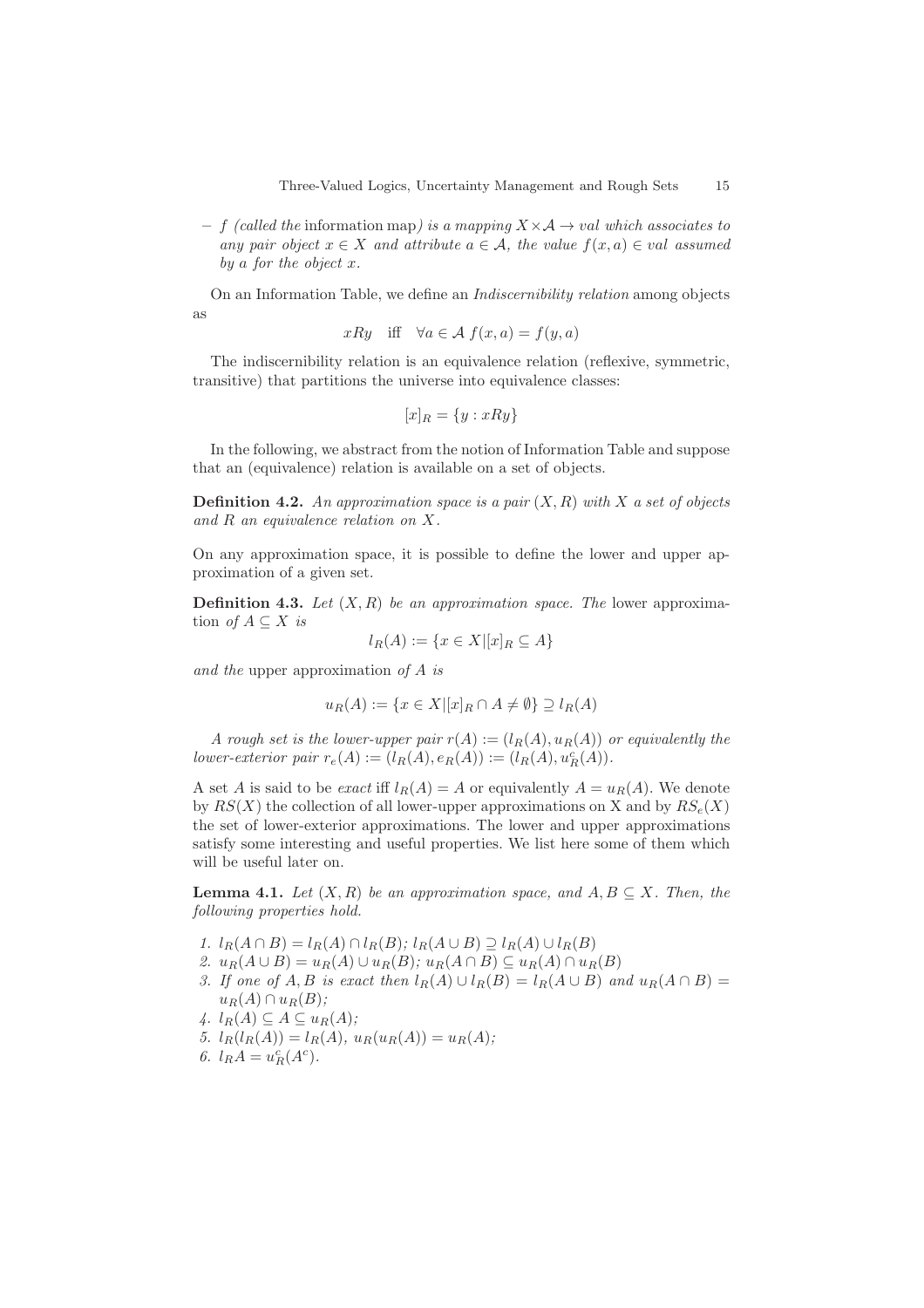– $f$ (*called the* information map) *is a mapping* $X \times \mathcal{A} \to val$ *which associates to any pair object* $x \in X$ *and attribute* $a \in \mathcal{A}$, *the value* $f(x,a) \in val$ *assumed by* $a$ *for the object* $x$.

On an Information Table, we define an *Indiscernibility relation* among objects as

$$xRy \quad \text{iff} \quad \forall a \in \mathcal{A}\ f(x,a) = f(y,a)$$

The indiscernibility relation is an equivalence relation (reflexive, symmetric, transitive) that partitions the universe into equivalence classes:

$$[x]_R = \{y : xRy\}$$

In the following, we abstract from the notion of Information Table and suppose that an (equivalence) relation is available on a set of objects.

**Definition 4.2.** *An approximation space is a pair* $(X, R)$ *with* $X$ *a set of objects and* $R$ *an equivalence relation on* $X$.

On any approximation space, it is possible to define the lower and upper approximation of a given set.

**Definition 4.3.** *Let* $(X, R)$ *be an approximation space. The* lower approximation *of* $A \subseteq X$ *is*

$$l_R(A) := \{x \in X | [x]_R \subseteq A\}$$

*and the* upper approximation *of* $A$ *is*

$$u_R(A) := \{x \in X | [x]_R \cap A \neq \emptyset\} \supseteq l_R(A)$$

*A rough set is the lower-upper pair* $r(A) := (l_R(A), u_R(A))$ *or equivalently the lower-exterior pair* $r_e(A) := (l_R(A), e_R(A)) := (l_R(A), u_R^c(A))$.

A set $A$ is said to be *exact* iff $l_R(A) = A$ or equivalently $A = u_R(A)$. We denote by $RS(X)$ the collection of all lower-upper approximations on X and by $RS_e(X)$ the set of lower-exterior approximations. The lower and upper approximations satisfy some interesting and useful properties. We list here some of them which will be useful later on.

**Lemma 4.1.** *Let* $(X, R)$ *be an approximation space, and* $A, B \subseteq X$. *Then, the following properties hold.*

1. $l_R(A \cap B) = l_R(A) \cap l_R(B)$; $l_R(A \cup B) \supseteq l_R(A) \cup l_R(B)$
2. $u_R(A \cup B) = u_R(A) \cup u_R(B)$; $u_R(A \cap B) \subseteq u_R(A) \cap u_R(B)$
3. *If one of* $A, B$ *is exact then* $l_R(A) \cup l_R(B) = l_R(A \cup B)$ *and* $u_R(A \cap B) = u_R(A) \cap u_R(B)$;
4. $l_R(A) \subseteq A \subseteq u_R(A)$;
5. $l_R(l_R(A)) = l_R(A)$, $u_R(u_R(A)) = u_R(A)$;
6. $l_R A = u_R^c(A^c)$.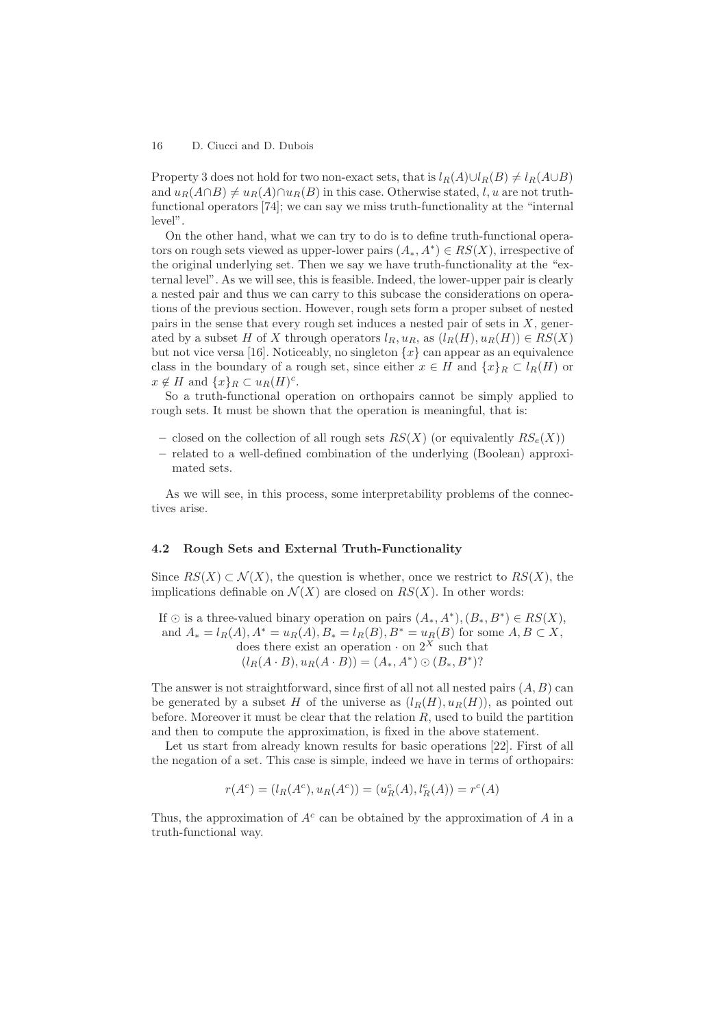Property 3 does not hold for two non-exact sets, that is $l_R(A) \cup l_R(B) \neq l_R(A \cup B)$ and $u_R(A \cap B) \neq u_R(A) \cap u_R(B)$ in this case. Otherwise stated, $l, u$ are not truth-functional operators [74]; we can say we miss truth-functionality at the "internal level".

On the other hand, what we can try to do is to define truth-functional operators on rough sets viewed as upper-lower pairs $(A_*, A^*) \in RS(X)$, irrespective of the original underlying set. Then we say we have truth-functionality at the "external level". As we will see, this is feasible. Indeed, the lower-upper pair is clearly a nested pair and thus we can carry to this subcase the considerations on operations of the previous section. However, rough sets form a proper subset of nested pairs in the sense that every rough set induces a nested pair of sets in $X$, generated by a subset $H$ of $X$ through operators $l_R, u_R$, as $(l_R(H), u_R(H)) \in RS(X)$ but not vice versa [16]. Noticeably, no singleton $\{x\}$ can appear as an equivalence class in the boundary of a rough set, since either $x \in H$ and $\{x\}_R \subset l_R(H)$ or $x \notin H$ and $\{x\}_R \subset u_R(H)^c$.

So a truth-functional operation on orthopairs cannot be simply applied to rough sets. It must be shown that the operation is meaningful, that is:

- closed on the collection of all rough sets $RS(X)$ (or equivalently $RS_e(X)$)
- related to a well-defined combination of the underlying (Boolean) approximated sets.

As we will see, in this process, some interpretability problems of the connectives arise.

### 4.2 Rough Sets and External Truth-Functionality

Since $RS(X) \subset \mathcal{N}(X)$, the question is whether, once we restrict to $RS(X)$, the implications definable on $\mathcal{N}(X)$ are closed on $RS(X)$. In other words:

If $\odot$ is a three-valued binary operation on pairs $(A_*, A^*), (B_*, B^*) \in RS(X)$, and $A_* = l_R(A), A^* = u_R(A), B_* = l_R(B), B^* = u_R(B)$ for some $A, B \subset X$, does there exist an operation $\cdot$ on $2^X$ such that $(l_R(A \cdot B), u_R(A \cdot B)) = (A_*, A^*) \odot (B_*, B^*)$?

The answer is not straightforward, since first of all not all nested pairs $(A, B)$ can be generated by a subset $H$ of the universe as $(l_R(H), u_R(H))$, as pointed out before. Moreover it must be clear that the relation $R$, used to build the partition and then to compute the approximation, is fixed in the above statement.

Let us start from already known results for basic operations [22]. First of all the negation of a set. This case is simple, indeed we have in terms of orthopairs:

$$r(A^c) = (l_R(A^c), u_R(A^c)) = (u_R^c(A), l_R^c(A)) = r^c(A)$$

Thus, the approximation of $A^c$ can be obtained by the approximation of $A$ in a truth-functional way.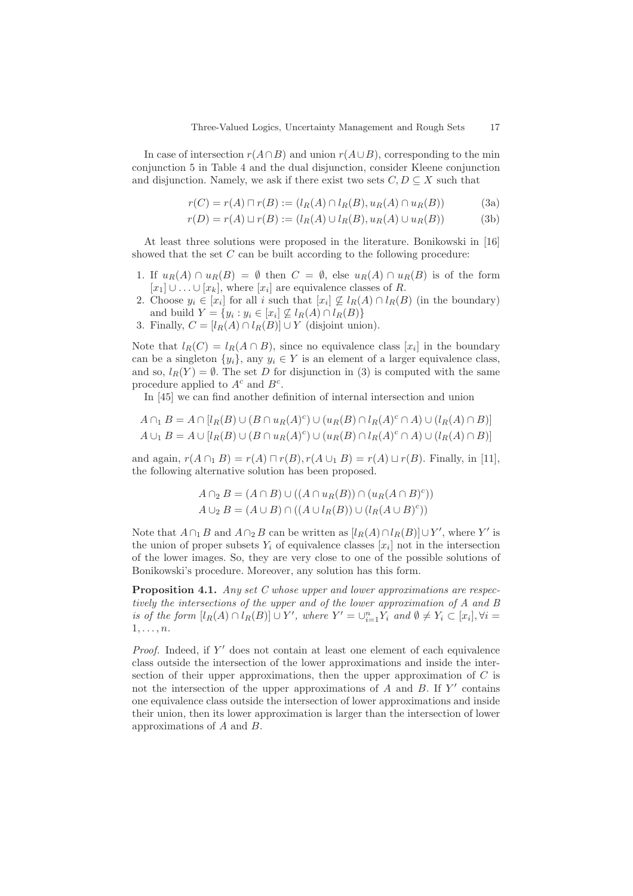In case of intersection $r(A \cap B)$ and union $r(A \cup B)$, corresponding to the min conjunction 5 in Table 4 and the dual disjunction, consider Kleene conjunction and disjunction. Namely, we ask if there exist two sets $C, D \subseteq X$ such that

$$r(C) = r(A) \sqcap r(B) := (l_R(A) \cap l_R(B), u_R(A) \cap u_R(B)) \tag{3a}$$

$$r(D) = r(A) \sqcup r(B) := (l_R(A) \cup l_R(B), u_R(A) \cup u_R(B)) \tag{3b}$$

At least three solutions were proposed in the literature. Bonikowski in [16] showed that the set $C$ can be built according to the following procedure:

1. If $u_R(A) \cap u_R(B) = \emptyset$ then $C = \emptyset$, else $u_R(A) \cap u_R(B)$ is of the form $[x_1] \cup \ldots \cup [x_k]$, where $[x_i]$ are equivalence classes of $R$.
2. Choose $y_i \in [x_i]$ for all $i$ such that $[x_i] \not\subseteq l_R(A) \cap l_R(B)$ (in the boundary) and build $Y = \{y_i : y_i \in [x_i] \not\subseteq l_R(A) \cap l_R(B)\}$
3. Finally, $C = [l_R(A) \cap l_R(B)] \cup Y$ (disjoint union).

Note that $l_R(C) = l_R(A \cap B)$, since no equivalence class $[x_i]$ in the boundary can be a singleton $\{y_i\}$, any $y_i \in Y$ is an element of a larger equivalence class, and so, $l_R(Y) = \emptyset$. The set $D$ for disjunction in (3) is computed with the same procedure applied to $A^c$ and $B^c$.

In [45] we can find another definition of internal intersection and union

$$A \cap_1 B = A \cap [l_R(B) \cup (B \cap u_R(A)^c) \cup (u_R(B) \cap l_R(A)^c \cap A) \cup (l_R(A) \cap B)]$$

$$A \cup_1 B = A \cup [l_R(B) \cup (B \cap u_R(A)^c) \cup (u_R(B) \cap l_R(A)^c \cap A) \cup (l_R(A) \cap B)]$$

and again, $r(A \cap_1 B) = r(A) \sqcap r(B), r(A \cup_1 B) = r(A) \sqcup r(B)$. Finally, in [11], the following alternative solution has been proposed.

$$A \cap_2 B = (A \cap B) \cup ((A \cap u_R(B)) \cap (u_R(A \cap B)^c))$$

$$A \cup_2 B = (A \cup B) \cap ((A \cup l_R(B)) \cup (l_R(A \cup B)^c))$$

Note that $A \cap_1 B$ and $A \cap_2 B$ can be written as $[l_R(A) \cap l_R(B)] \cup Y'$, where $Y'$ is the union of proper subsets $Y_i$ of equivalence classes $[x_i]$ not in the intersection of the lower images. So, they are very close to one of the possible solutions of Bonikowski's procedure. Moreover, any solution has this form.

**Proposition 4.1.** *Any set $C$ whose upper and lower approximations are respectively the intersections of the upper and of the lower approximation of $A$ and $B$ is of the form $[l_R(A) \cap l_R(B)] \cup Y'$, where $Y' = \cup_{i=1}^{n} Y_i$ and $\emptyset \neq Y_i \subset [x_i], \forall i = 1, \ldots, n$.*

*Proof.* Indeed, if $Y'$ does not contain at least one element of each equivalence class outside the intersection of the lower approximations and inside the intersection of their upper approximations, then the upper approximation of $C$ is not the intersection of the upper approximations of $A$ and $B$. If $Y'$ contains one equivalence class outside the intersection of lower approximations and inside their union, then its lower approximation is larger than the intersection of lower approximations of $A$ and $B$.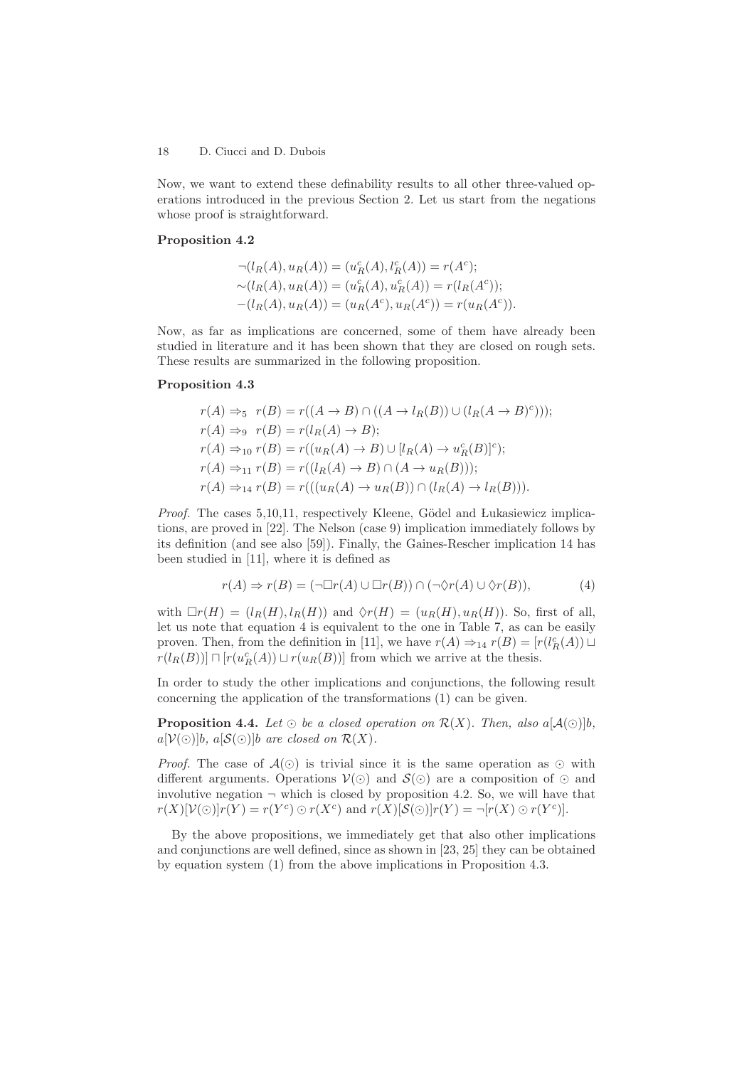Now, we want to extend these definability results to all other three-valued operations introduced in the previous Section 2. Let us start from the negations whose proof is straightforward.

**Proposition 4.2**

$$
\begin{aligned}
&\neg(l_R(A), u_R(A)) = (u_R^c(A), l_R^c(A)) = r(A^c);\\
&\sim(l_R(A), u_R(A)) = (u_R^c(A), u_R^c(A)) = r(l_R(A^c));\\
&-(l_R(A), u_R(A)) = (u_R(A^c), u_R(A^c)) = r(u_R(A^c)).
\end{aligned}
$$

Now, as far as implications are concerned, some of them have already been studied in literature and it has been shown that they are closed on rough sets. These results are summarized in the following proposition.

**Proposition 4.3**

$$
\begin{aligned}
&r(A) \Rightarrow_5 \; r(B) = r((A \to B) \cap ((A \to l_R(B)) \cup (l_R(A \to B)^c)));\\
&r(A) \Rightarrow_9 \; r(B) = r(l_R(A) \to B);\\
&r(A) \Rightarrow_{10} r(B) = r((u_R(A) \to B) \cup [l_R(A) \to u_R^c(B)]^c);\\
&r(A) \Rightarrow_{11} r(B) = r((l_R(A) \to B) \cap (A \to u_R(B)));\\
&r(A) \Rightarrow_{14} r(B) = r(((u_R(A) \to u_R(B)) \cap (l_R(A) \to l_R(B))).
\end{aligned}
$$

*Proof.* The cases 5,10,11, respectively Kleene, Gödel and Łukasiewicz implications, are proved in [22]. The Nelson (case 9) implication immediately follows by its definition (and see also [59]). Finally, the Gaines-Rescher implication 14 has been studied in [11], where it is defined as

$$
r(A) \Rightarrow r(B) = (\neg\Box r(A) \cup \Box r(B)) \cap (\neg\Diamond r(A) \cup \Diamond r(B)), \tag{4}
$$

with $\Box r(H) = (l_R(H), l_R(H))$ and $\Diamond r(H) = (u_R(H), u_R(H))$. So, first of all, let us note that equation 4 is equivalent to the one in Table 7, as can be easily proven. Then, from the definition in [11], we have $r(A) \Rightarrow_{14} r(B) = [r(l_R^c(A)) \sqcup r(l_R(B))] \sqcap [r(u_R^c(A)) \sqcup r(u_R(B))]$ from which we arrive at the thesis.

In order to study the other implications and conjunctions, the following result concerning the application of the transformations (1) can be given.

**Proposition 4.4.** *Let $\odot$ be a closed operation on $\mathcal{R}(X)$. Then, also $a[\mathcal{A}(\odot)]b$, $a[\mathcal{V}(\odot)]b$, $a[\mathcal{S}(\odot)]b$ are closed on $\mathcal{R}(X)$.*

*Proof.* The case of $\mathcal{A}(\odot)$ is trivial since it is the same operation as $\odot$ with different arguments. Operations $\mathcal{V}(\odot)$ and $\mathcal{S}(\odot)$ are a composition of $\odot$ and involutive negation $\neg$ which is closed by proposition 4.2. So, we will have that $r(X)[\mathcal{V}(\odot)]r(Y) = r(Y^c) \odot r(X^c)$ and $r(X)[\mathcal{S}(\odot)]r(Y) = \neg[r(X) \odot r(Y^c)]$.

By the above propositions, we immediately get that also other implications and conjunctions are well defined, since as shown in [23, 25] they can be obtained by equation system (1) from the above implications in Proposition 4.3.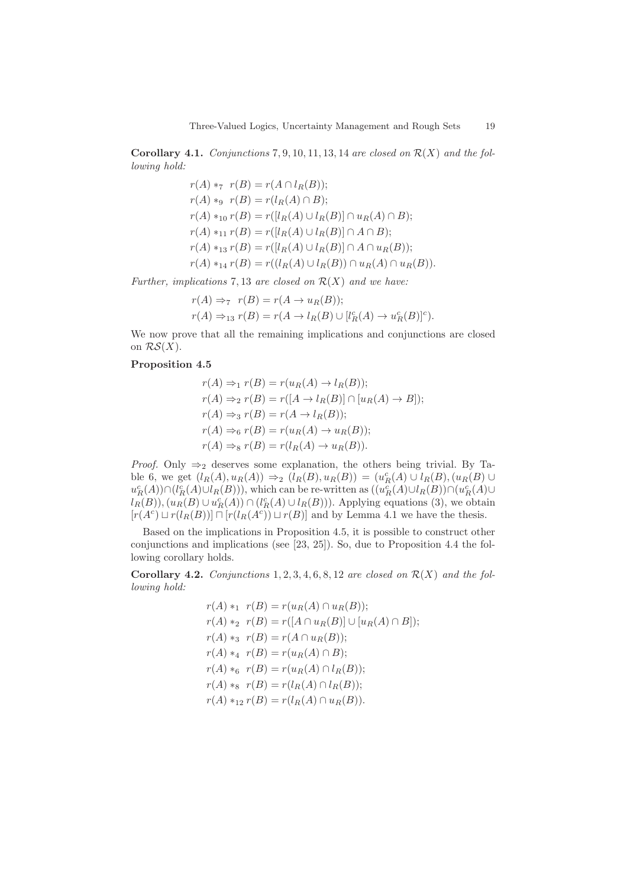**Corollary 4.1.** *Conjunctions* 7, 9, 10, 11, 13, 14 *are closed on* $\mathcal{R}(X)$ *and the following hold:*

$$
\begin{aligned}
r(A) *_7 \ r(B) &= r(A \cap l_R(B));\\
r(A) *_9 \ r(B) &= r(l_R(A) \cap B);\\
r(A) *_{10} r(B) &= r([l_R(A) \cup l_R(B)] \cap u_R(A) \cap B);\\
r(A) *_{11} r(B) &= r([l_R(A) \cup l_R(B)] \cap A \cap B);\\
r(A) *_{13} r(B) &= r([l_R(A) \cup l_R(B)] \cap A \cap u_R(B));\\
r(A) *_{14} r(B) &= r((l_R(A) \cup l_R(B)) \cap u_R(A) \cap u_R(B)).
\end{aligned}
$$

*Further, implications* 7, 13 *are closed on* $\mathcal{R}(X)$ *and we have:*

$$
\begin{aligned}
r(A) \Rightarrow_7 \ r(B) &= r(A \to u_R(B));\\
r(A) \Rightarrow_{13} r(B) &= r(A \to l_R(B) \cup [l_R^c(A) \to u_R^c(B)]^c).
\end{aligned}
$$

We now prove that all the remaining implications and conjunctions are closed on $\mathcal{RS}(X)$.

**Proposition 4.5**

$$
\begin{aligned}
r(A) \Rightarrow_1 r(B) &= r(u_R(A) \to l_R(B));\\
r(A) \Rightarrow_2 r(B) &= r([A \to l_R(B)] \cap [u_R(A) \to B]);\\
r(A) \Rightarrow_3 r(B) &= r(A \to l_R(B));\\
r(A) \Rightarrow_6 r(B) &= r(u_R(A) \to u_R(B));\\
r(A) \Rightarrow_8 r(B) &= r(l_R(A) \to u_R(B)).
\end{aligned}
$$

*Proof.* Only $\Rightarrow_2$ deserves some explanation, the others being trivial. By Table 6, we get $(l_R(A), u_R(A)) \Rightarrow_2 (l_R(B), u_R(B)) = (u_R^c(A) \cup l_R(B), (u_R(B) \cup u_R^c(A)) \cap (l_R^c(A) \cup l_R(B)))$, which can be re-written as $((u_R^c(A) \cup l_R(B)) \cap (u_R^c(A) \cup l_R(B)), (u_R(B) \cup u_R^c(A)) \cap (l_R^c(A) \cup l_R(B)))$. Applying equations (3), we obtain $[r(A^c) \sqcup r(l_R(B))] \sqcap [r(l_R(A^c)) \sqcup r(B)]$ and by Lemma 4.1 we have the thesis.

Based on the implications in Proposition 4.5, it is possible to construct other conjunctions and implications (see [23, 25]). So, due to Proposition 4.4 the following corollary holds.

**Corollary 4.2.** *Conjunctions* 1, 2, 3, 4, 6, 8, 12 *are closed on* $\mathcal{R}(X)$ *and the following hold:*

$$
\begin{aligned}
r(A) *_1 \ r(B) &= r(u_R(A) \cap u_R(B));\\
r(A) *_2 \ r(B) &= r([A \cap u_R(B)] \cup [u_R(A) \cap B]);\\
r(A) *_3 \ r(B) &= r(A \cap u_R(B));\\
r(A) *_4 \ r(B) &= r(u_R(A) \cap B);\\
r(A) *_6 \ r(B) &= r(u_R(A) \cap l_R(B));\\
r(A) *_8 \ r(B) &= r(l_R(A) \cap l_R(B));\\
r(A) *_{12} r(B) &= r(l_R(A) \cap u_R(B)).
\end{aligned}
$$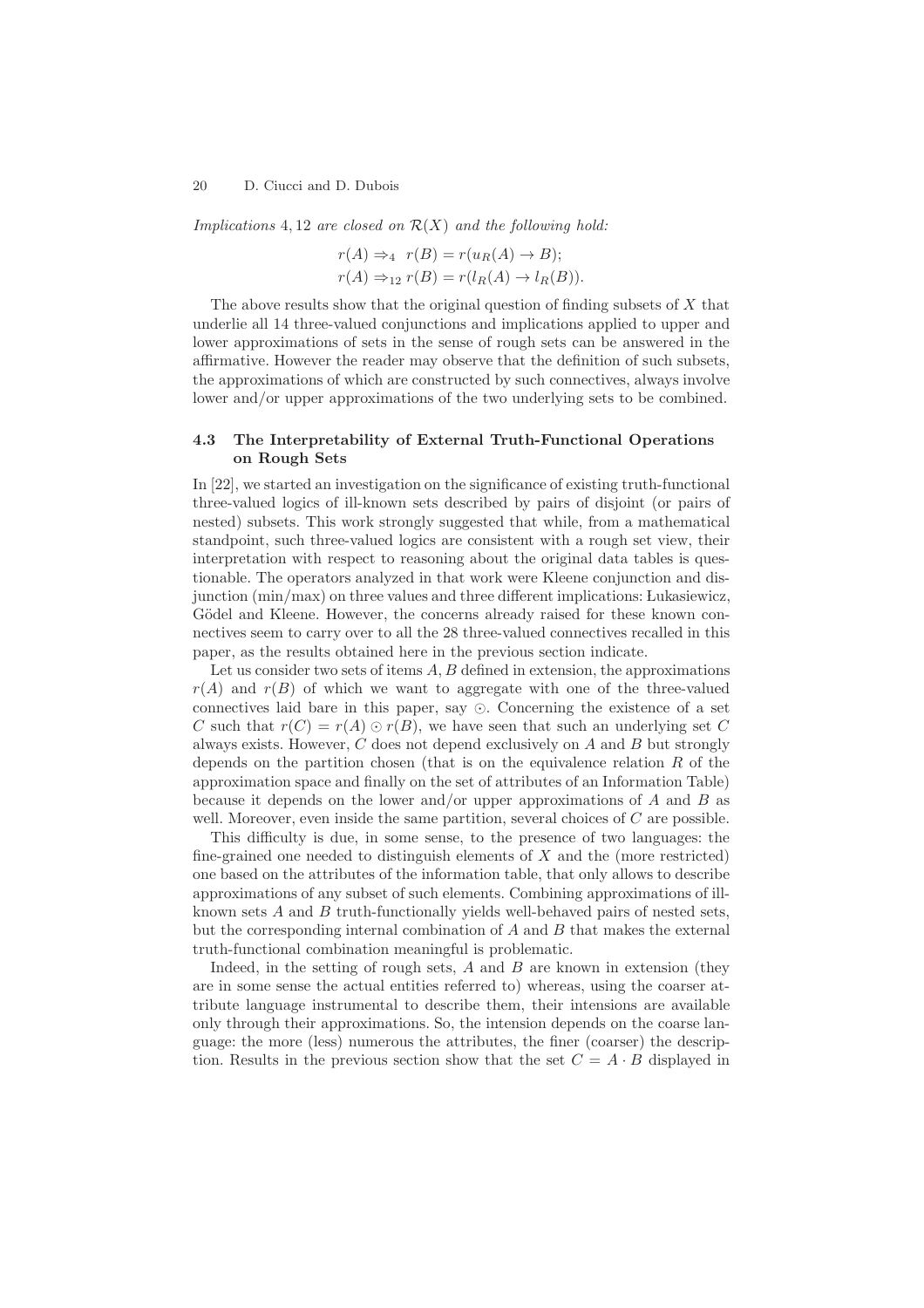*Implications* $4, 12$ *are closed on* $\mathcal{R}(X)$ *and the following hold:*

$$r(A) \Rightarrow_4 \ r(B) = r(u_R(A) \to B);$$
$$r(A) \Rightarrow_{12} r(B) = r(l_R(A) \to l_R(B)).$$

The above results show that the original question of finding subsets of $X$ that underlie all 14 three-valued conjunctions and implications applied to upper and lower approximations of sets in the sense of rough sets can be answered in the affirmative. However the reader may observe that the definition of such subsets, the approximations of which are constructed by such connectives, always involve lower and/or upper approximations of the two underlying sets to be combined.

### 4.3 The Interpretability of External Truth-Functional Operations on Rough Sets

In [22], we started an investigation on the significance of existing truth-functional three-valued logics of ill-known sets described by pairs of disjoint (or pairs of nested) subsets. This work strongly suggested that while, from a mathematical standpoint, such three-valued logics are consistent with a rough set view, their interpretation with respect to reasoning about the original data tables is questionable. The operators analyzed in that work were Kleene conjunction and disjunction (min/max) on three values and three different implications: Łukasiewicz, Gödel and Kleene. However, the concerns already raised for these known connectives seem to carry over to all the 28 three-valued connectives recalled in this paper, as the results obtained here in the previous section indicate.

Let us consider two sets of items $A, B$ defined in extension, the approximations $r(A)$ and $r(B)$ of which we want to aggregate with one of the three-valued connectives laid bare in this paper, say $\odot$. Concerning the existence of a set $C$ such that $r(C) = r(A) \odot r(B)$, we have seen that such an underlying set $C$ always exists. However, $C$ does not depend exclusively on $A$ and $B$ but strongly depends on the partition chosen (that is on the equivalence relation $R$ of the approximation space and finally on the set of attributes of an Information Table) because it depends on the lower and/or upper approximations of $A$ and $B$ as well. Moreover, even inside the same partition, several choices of $C$ are possible.

This difficulty is due, in some sense, to the presence of two languages: the fine-grained one needed to distinguish elements of $X$ and the (more restricted) one based on the attributes of the information table, that only allows to describe approximations of any subset of such elements. Combining approximations of ill-known sets $A$ and $B$ truth-functionally yields well-behaved pairs of nested sets, but the corresponding internal combination of $A$ and $B$ that makes the external truth-functional combination meaningful is problematic.

Indeed, in the setting of rough sets, $A$ and $B$ are known in extension (they are in some sense the actual entities referred to) whereas, using the coarser attribute language instrumental to describe them, their intensions are available only through their approximations. So, the intension depends on the coarse language: the more (less) numerous the attributes, the finer (coarser) the description. Results in the previous section show that the set $C = A \cdot B$ displayed in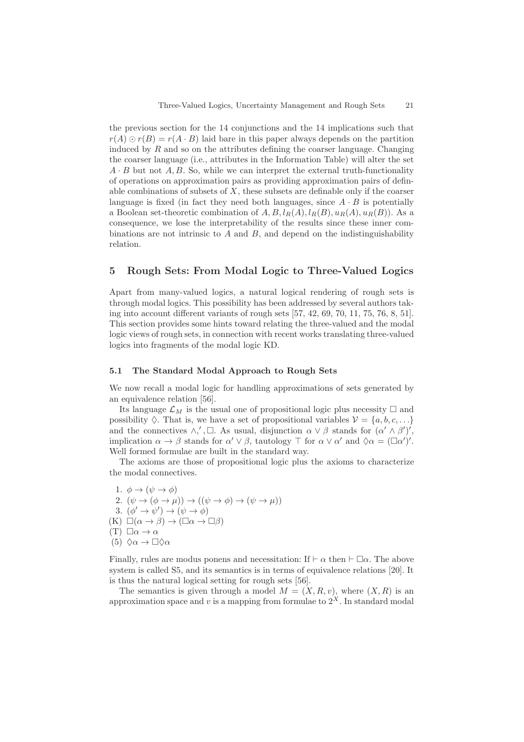the previous section for the 14 conjunctions and the 14 implications such that $r(A) \odot r(B) = r(A \cdot B)$ laid bare in this paper always depends on the partition induced by $R$ and so on the attributes defining the coarser language. Changing the coarser language (i.e., attributes in the Information Table) will alter the set $A \cdot B$ but not $A, B$. So, while we can interpret the external truth-functionality of operations on approximation pairs as providing approximation pairs of definable combinations of subsets of $X$, these subsets are definable only if the coarser language is fixed (in fact they need both languages, since $A \cdot B$ is potentially a Boolean set-theoretic combination of $A, B, l_R(A), l_R(B), u_R(A), u_R(B)$). As a consequence, we lose the interpretability of the results since these inner combinations are not intrinsic to $A$ and $B$, and depend on the indistinguishability relation.

## 5 Rough Sets: From Modal Logic to Three-Valued Logics

Apart from many-valued logics, a natural logical rendering of rough sets is through modal logics. This possibility has been addressed by several authors taking into account different variants of rough sets [57, 42, 69, 70, 11, 75, 76, 8, 51]. This section provides some hints toward relating the three-valued and the modal logic views of rough sets, in connection with recent works translating three-valued logics into fragments of the modal logic KD.

### 5.1 The Standard Modal Approach to Rough Sets

We now recall a modal logic for handling approximations of sets generated by an equivalence relation [56].

Its language $\mathcal{L}_M$ is the usual one of propositional logic plus necessity $\Box$ and possibility $\Diamond$. That is, we have a set of propositional variables $\mathcal{V} = \{a, b, c, \ldots\}$ and the connectives $\wedge, ', \Box$. As usual, disjunction $\alpha \vee \beta$ stands for $(\alpha' \wedge \beta')'$, implication $\alpha \to \beta$ stands for $\alpha' \vee \beta$, tautology $\top$ for $\alpha \vee \alpha'$ and $\Diamond\alpha = (\Box\alpha')'$. Well formed formulae are built in the standard way.

The axioms are those of propositional logic plus the axioms to characterize the modal connectives.

1. $\phi \to (\psi \to \phi)$
2. $(\psi \to (\phi \to \mu)) \to ((\psi \to \phi) \to (\psi \to \mu))$
3. $(\phi' \to \psi') \to (\psi \to \phi)$

(K) $\Box(\alpha \to \beta) \to (\Box\alpha \to \Box\beta)$

(T) $\Box\alpha \to \alpha$

(5) $\Diamond\alpha \to \Box\Diamond\alpha$

Finally, rules are modus ponens and necessitation: If $\vdash \alpha$ then $\vdash \Box\alpha$. The above system is called S5, and its semantics is in terms of equivalence relations [20]. It is thus the natural logical setting for rough sets [56].

The semantics is given through a model $M = (X, R, v)$, where $(X, R)$ is an approximation space and $v$ is a mapping from formulae to $2^X$. In standard modal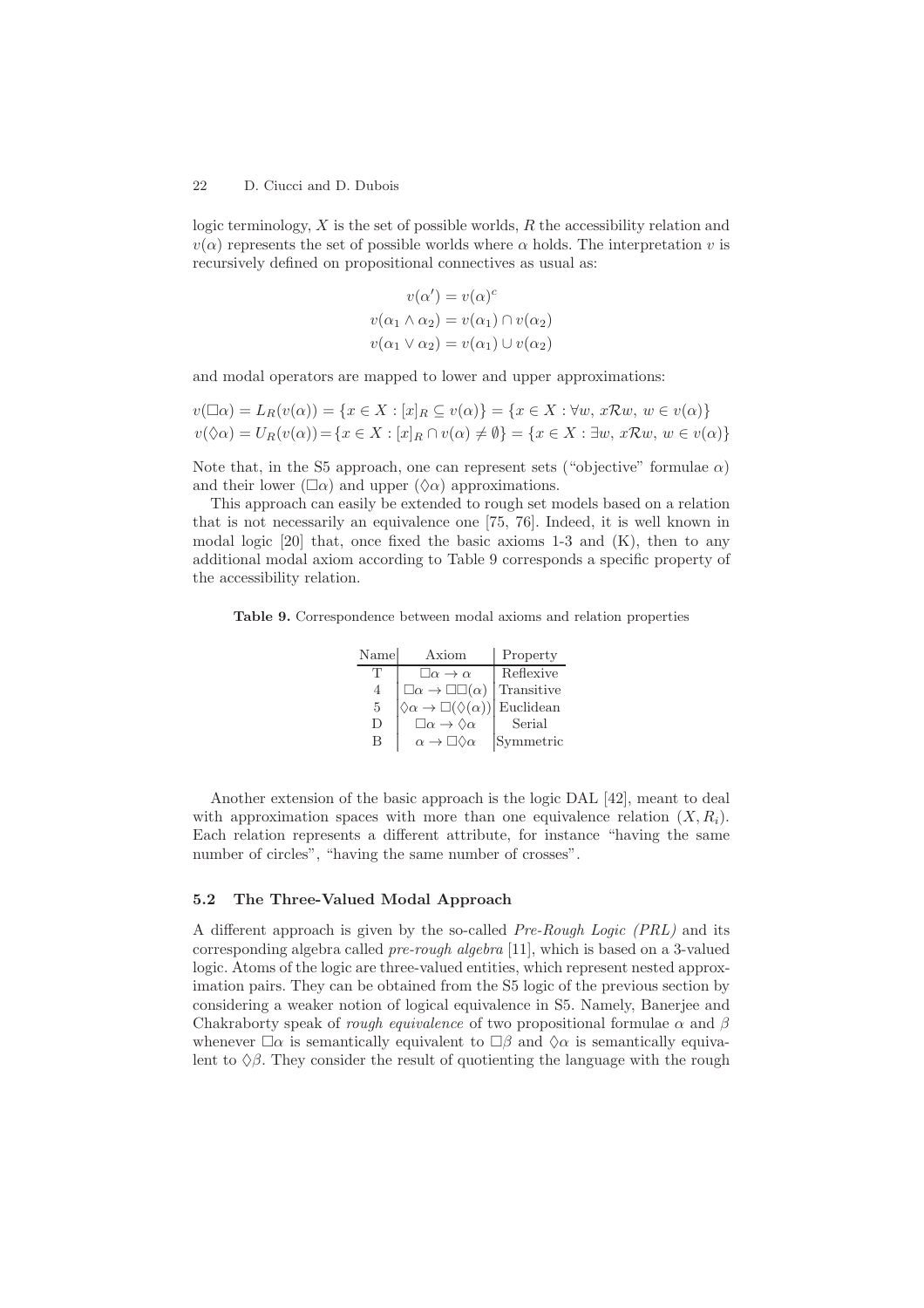logic terminology, $X$ is the set of possible worlds, $R$ the accessibility relation and $v(\alpha)$ represents the set of possible worlds where $\alpha$ holds. The interpretation $v$ is recursively defined on propositional connectives as usual as:

$$v(\alpha') = v(\alpha)^c$$
$$v(\alpha_1 \wedge \alpha_2) = v(\alpha_1) \cap v(\alpha_2)$$
$$v(\alpha_1 \vee \alpha_2) = v(\alpha_1) \cup v(\alpha_2)$$

and modal operators are mapped to lower and upper approximations:

$$v(\Box\alpha) = L_R(v(\alpha)) = \{x \in X : [x]_R \subseteq v(\alpha)\} = \{x \in X : \forall w,\ x\mathcal{R}w,\ w \in v(\alpha)\}$$
$$v(\Diamond\alpha) = U_R(v(\alpha)) = \{x \in X : [x]_R \cap v(\alpha) \neq \emptyset\} = \{x \in X : \exists w,\ x\mathcal{R}w,\ w \in v(\alpha)\}$$

Note that, in the S5 approach, one can represent sets ("objective" formulae $\alpha$) and their lower ($\Box\alpha$) and upper ($\Diamond\alpha$) approximations.

This approach can easily be extended to rough set models based on a relation that is not necessarily an equivalence one [75, 76]. Indeed, it is well known in modal logic [20] that, once fixed the basic axioms 1-3 and (K), then to any additional modal axiom according to Table 9 corresponds a specific property of the accessibility relation.

**Table 9.** Correspondence between modal axioms and relation properties

| Name | Axiom | Property |
|---|---|---|
| T | $\Box\alpha \rightarrow \alpha$ | Reflexive |
| 4 | $\Box\alpha \rightarrow \Box\Box(\alpha)$ | Transitive |
| 5 | $\Diamond\alpha \rightarrow \Box(\Diamond(\alpha))$ | Euclidean |
| D | $\Box\alpha \rightarrow \Diamond\alpha$ | Serial |
| B | $\alpha \rightarrow \Box\Diamond\alpha$ | Symmetric |

Another extension of the basic approach is the logic DAL [42], meant to deal with approximation spaces with more than one equivalence relation $(X, R_i)$. Each relation represents a different attribute, for instance "having the same number of circles", "having the same number of crosses".

### 5.2 The Three-Valued Modal Approach

A different approach is given by the so-called *Pre-Rough Logic (PRL)* and its corresponding algebra called *pre-rough algebra* [11], which is based on a 3-valued logic. Atoms of the logic are three-valued entities, which represent nested approximation pairs. They can be obtained from the S5 logic of the previous section by considering a weaker notion of logical equivalence in S5. Namely, Banerjee and Chakraborty speak of *rough equivalence* of two propositional formulae $\alpha$ and $\beta$ whenever $\Box\alpha$ is semantically equivalent to $\Box\beta$ and $\Diamond\alpha$ is semantically equivalent to $\Diamond\beta$. They consider the result of quotienting the language with the rough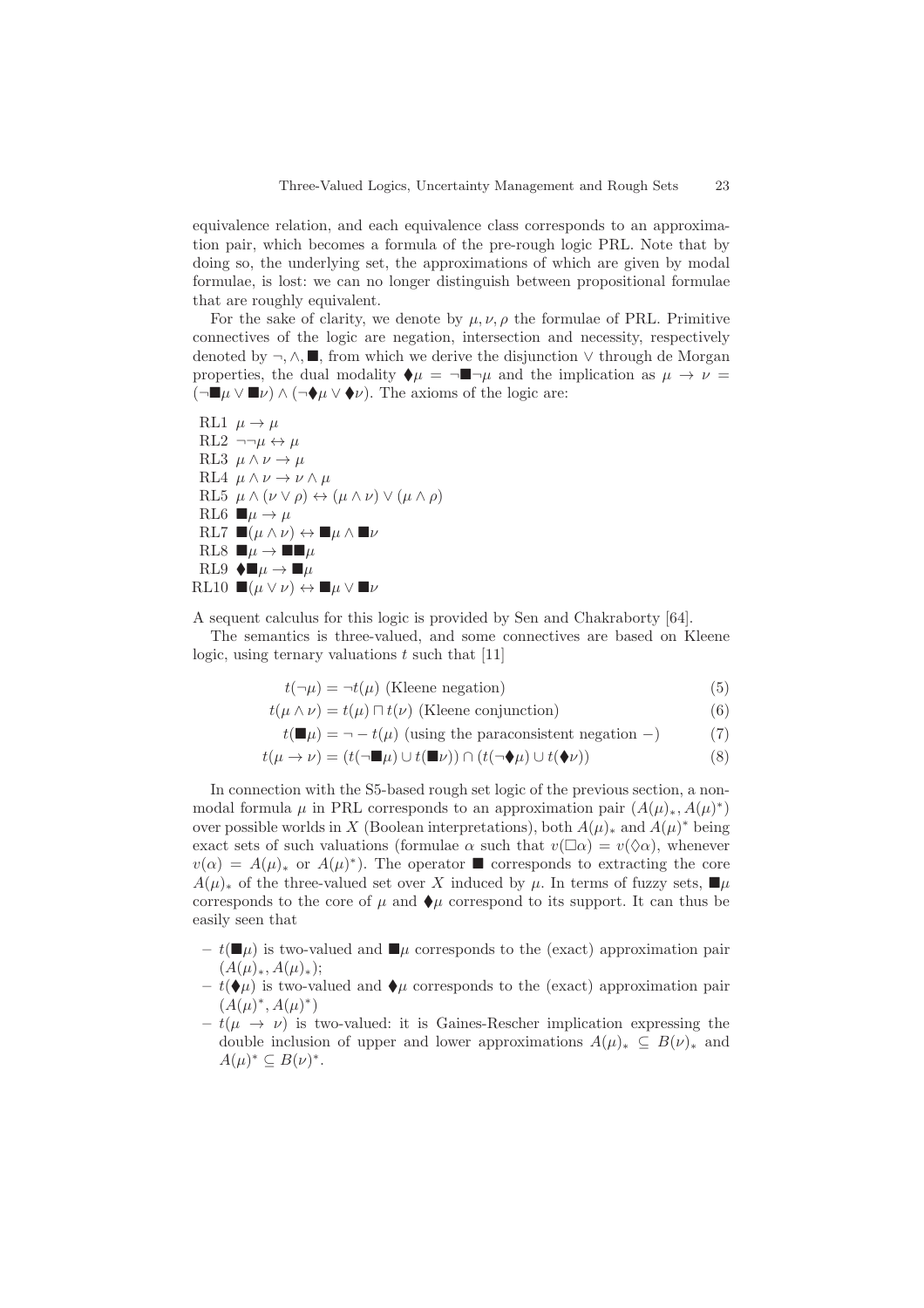equivalence relation, and each equivalence class corresponds to an approximation pair, which becomes a formula of the pre-rough logic PRL. Note that by doing so, the underlying set, the approximations of which are given by modal formulae, is lost: we can no longer distinguish between propositional formulae that are roughly equivalent.

For the sake of clarity, we denote by $\mu, \nu, \rho$ the formulae of PRL. Primitive connectives of the logic are negation, intersection and necessity, respectively denoted by $\neg, \wedge, \blacksquare$, from which we derive the disjunction $\vee$ through de Morgan properties, the dual modality $\blacklozenge\mu = \neg\blacksquare\neg\mu$ and the implication as $\mu \to \nu = (\neg\blacksquare\mu \vee \blacksquare\nu) \wedge (\neg\blacklozenge\mu \vee \blacklozenge\nu)$. The axioms of the logic are:

- RL1 $\mu \to \mu$
- RL2 $\neg\neg\mu \leftrightarrow \mu$
- RL3 $\mu \wedge \nu \to \mu$
- RL4 $\mu \wedge \nu \to \nu \wedge \mu$
- RL5 $\mu \wedge (\nu \vee \rho) \leftrightarrow (\mu \wedge \nu) \vee (\mu \wedge \rho)$
- RL6 $\blacksquare\mu \to \mu$
- RL7 $\blacksquare(\mu \wedge \nu) \leftrightarrow \blacksquare\mu \wedge \blacksquare\nu$
- RL8 $\blacksquare\mu \to \blacksquare\blacksquare\mu$
- RL9 $\blacklozenge\blacksquare\mu \to \blacksquare\mu$
- RL10 $\blacksquare(\mu \vee \nu) \leftrightarrow \blacksquare\mu \vee \blacksquare\nu$

A sequent calculus for this logic is provided by Sen and Chakraborty [64].

The semantics is three-valued, and some connectives are based on Kleene logic, using ternary valuations $t$ such that [11]

$$t(\neg\mu) = \neg t(\mu) \text{ (Kleene negation)} \tag{5}$$

$$t(\mu \wedge \nu) = t(\mu) \sqcap t(\nu) \text{ (Kleene conjunction)} \tag{6}$$

$$t(\blacksquare\mu) = \neg - t(\mu) \text{ (using the paraconsistent negation } -) \tag{7}$$

$$t(\mu \to \nu) = (t(\neg\blacksquare\mu) \cup t(\blacksquare\nu)) \cap (t(\neg\blacklozenge\mu) \cup t(\blacklozenge\nu)) \tag{8}$$

In connection with the S5-based rough set logic of the previous section, a non-modal formula $\mu$ in PRL corresponds to an approximation pair $(A(\mu)_*, A(\mu)^*)$ over possible worlds in $X$ (Boolean interpretations), both $A(\mu)_*$ and $A(\mu)^*$ being exact sets of such valuations (formulae $\alpha$ such that $v(\Box\alpha) = v(\Diamond\alpha)$, whenever $v(\alpha) = A(\mu)_*$ or $A(\mu)^*$). The operator $\blacksquare$ corresponds to extracting the core $A(\mu)_*$ of the three-valued set over $X$ induced by $\mu$. In terms of fuzzy sets, $\blacksquare\mu$ corresponds to the core of $\mu$ and $\blacklozenge\mu$ correspond to its support. It can thus be easily seen that

- $t(\blacksquare\mu)$ is two-valued and $\blacksquare\mu$ corresponds to the (exact) approximation pair $(A(\mu)_*, A(\mu)_*)$;
- $t(\blacklozenge\mu)$ is two-valued and $\blacklozenge\mu$ corresponds to the (exact) approximation pair $(A(\mu)^*, A(\mu)^*)$
- $t(\mu \to \nu)$ is two-valued: it is Gaines-Rescher implication expressing the double inclusion of upper and lower approximations $A(\mu)_* \subseteq B(\nu)_*$ and $A(\mu)^* \subseteq B(\nu)^*$.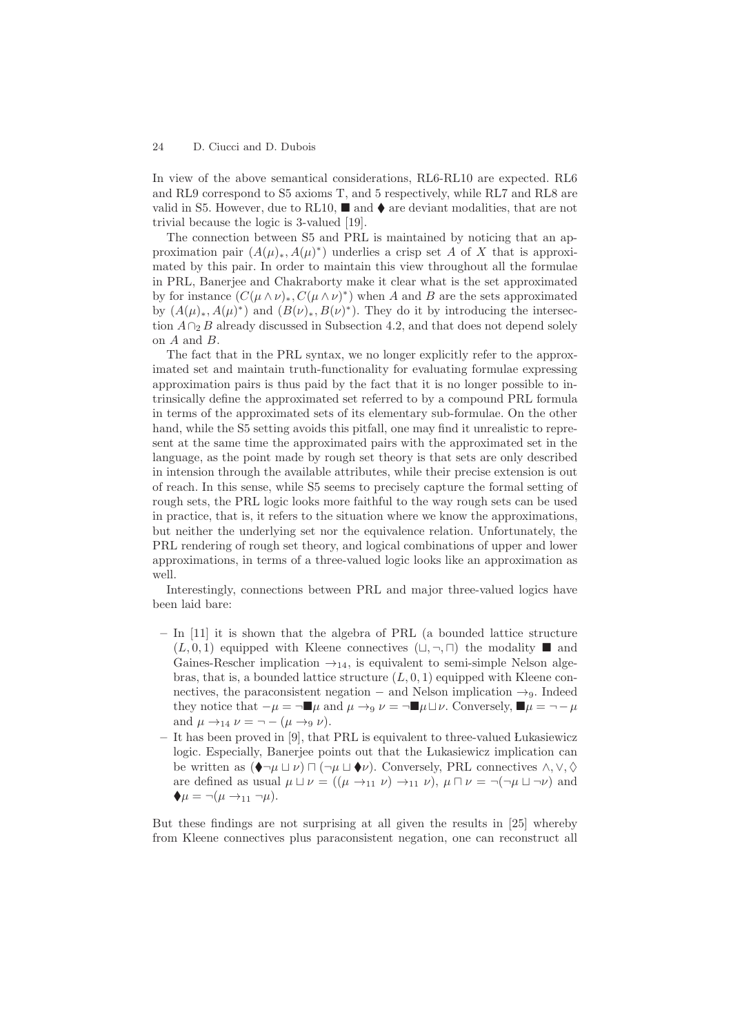In view of the above semantical considerations, RL6-RL10 are expected. RL6 and RL9 correspond to S5 axioms T, and 5 respectively, while RL7 and RL8 are valid in S5. However, due to RL10, $\blacksquare$ and $\blacklozenge$ are deviant modalities, that are not trivial because the logic is 3-valued [19].

The connection between S5 and PRL is maintained by noticing that an approximation pair $(A(\mu)_*, A(\mu)^*)$ underlies a crisp set $A$ of $X$ that is approximated by this pair. In order to maintain this view throughout all the formulae in PRL, Banerjee and Chakraborty make it clear what is the set approximated by for instance $(C(\mu \wedge \nu)_*, C(\mu \wedge \nu)^*)$ when $A$ and $B$ are the sets approximated by $(A(\mu)_*, A(\mu)^*)$ and $(B(\nu)_*, B(\nu)^*)$. They do it by introducing the intersection $A \cap_2 B$ already discussed in Subsection 4.2, and that does not depend solely on $A$ and $B$.

The fact that in the PRL syntax, we no longer explicitly refer to the approximated set and maintain truth-functionality for evaluating formulae expressing approximation pairs is thus paid by the fact that it is no longer possible to intrinsically define the approximated set referred to by a compound PRL formula in terms of the approximated sets of its elementary sub-formulae. On the other hand, while the S5 setting avoids this pitfall, one may find it unrealistic to represent at the same time the approximated pairs with the approximated set in the language, as the point made by rough set theory is that sets are only described in intension through the available attributes, while their precise extension is out of reach. In this sense, while S5 seems to precisely capture the formal setting of rough sets, the PRL logic looks more faithful to the way rough sets can be used in practice, that is, it refers to the situation where we know the approximations, but neither the underlying set nor the equivalence relation. Unfortunately, the PRL rendering of rough set theory, and logical combinations of upper and lower approximations, in terms of a three-valued logic looks like an approximation as well.

Interestingly, connections between PRL and major three-valued logics have been laid bare:

– In [11] it is shown that the algebra of PRL (a bounded lattice structure $(L, 0, 1)$ equipped with Kleene connectives $(\sqcup, \neg, \sqcap)$ the modality $\blacksquare$ and Gaines-Rescher implication $\rightarrow_{14}$, is equivalent to semi-simple Nelson algebras, that is, a bounded lattice structure $(L, 0, 1)$ equipped with Kleene connectives, the paraconsistent negation $-$ and Nelson implication $\rightarrow_9$. Indeed they notice that $-\mu = \neg\blacksquare\mu$ and $\mu \rightarrow_9 \nu = \neg\blacksquare\mu \sqcup \nu$. Conversely, $\blacksquare\mu = \neg - \mu$ and $\mu \rightarrow_{14} \nu = \neg - (\mu \rightarrow_9 \nu)$.

– It has been proved in [9], that PRL is equivalent to three-valued Łukasiewicz logic. Especially, Banerjee points out that the Łukasiewicz implication can be written as $(\blacklozenge\neg\mu \sqcup \nu) \sqcap (\neg\mu \sqcup \blacklozenge\nu)$. Conversely, PRL connectives $\wedge, \vee, \lozenge$ are defined as usual $\mu \sqcup \nu = ((\mu \rightarrow_{11} \nu) \rightarrow_{11} \nu)$, $\mu \sqcap \nu = \neg(\neg\mu \sqcup \neg\nu)$ and $\blacklozenge\mu = \neg(\mu \rightarrow_{11} \neg\mu)$.

But these findings are not surprising at all given the results in [25] whereby from Kleene connectives plus paraconsistent negation, one can reconstruct all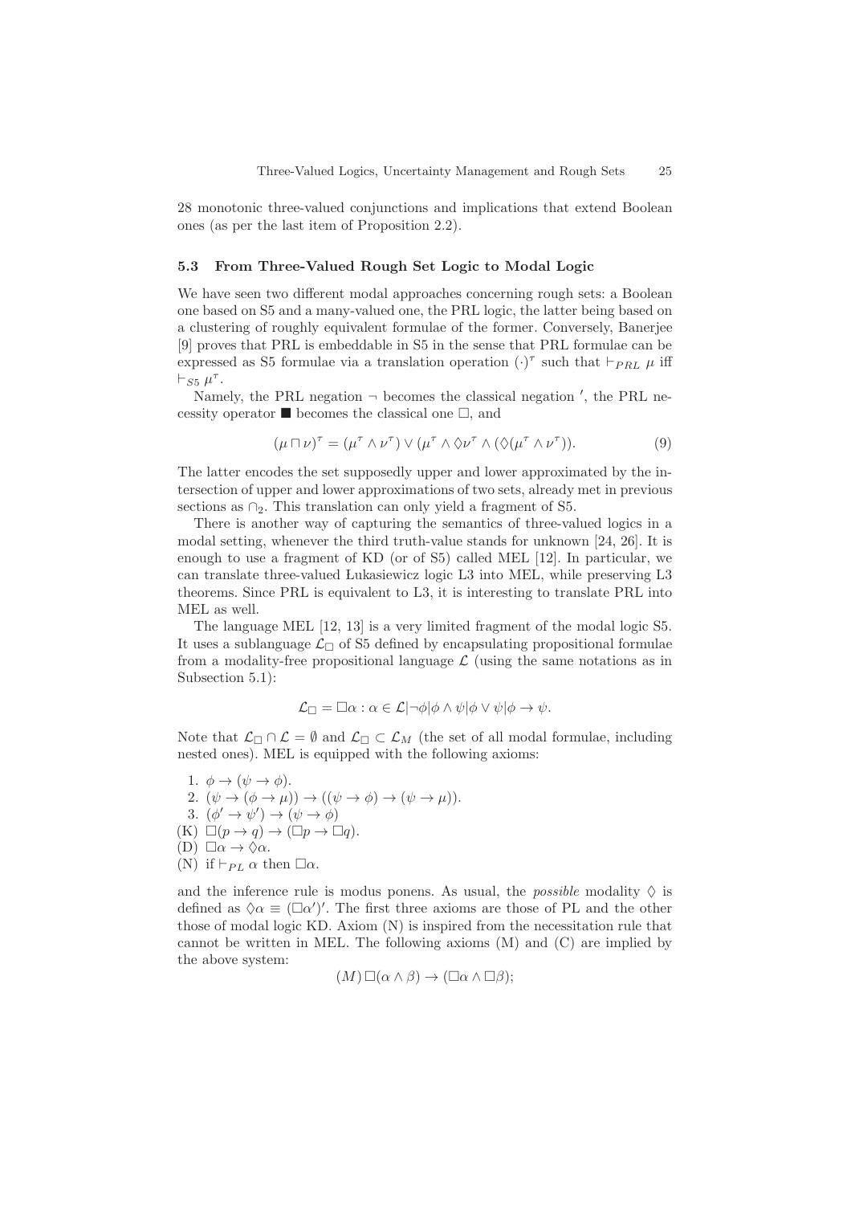28 monotonic three-valued conjunctions and implications that extend Boolean ones (as per the last item of Proposition 2.2).

### 5.3 From Three-Valued Rough Set Logic to Modal Logic

We have seen two different modal approaches concerning rough sets: a Boolean one based on S5 and a many-valued one, the PRL logic, the latter being based on a clustering of roughly equivalent formulae of the former. Conversely, Banerjee [9] proves that PRL is embeddable in S5 in the sense that PRL formulae can be expressed as S5 formulae via a translation operation $(\cdot)^\tau$ such that $\vdash_{PRL} \mu$ iff $\vdash_{S5} \mu^\tau$.

Namely, the PRL negation $\neg$ becomes the classical negation $'$, the PRL necessity operator $\blacksquare$ becomes the classical one $\Box$, and

$$(\mu \sqcap \nu)^\tau = (\mu^\tau \wedge \nu^\tau) \vee (\mu^\tau \wedge \Diamond \nu^\tau \wedge (\Diamond(\mu^\tau \wedge \nu^\tau)). \tag{9}$$

The latter encodes the set supposedly upper and lower approximated by the intersection of upper and lower approximations of two sets, already met in previous sections as $\cap_2$. This translation can only yield a fragment of S5.

There is another way of capturing the semantics of three-valued logics in a modal setting, whenever the third truth-value stands for unknown [24, 26]. It is enough to use a fragment of KD (or of S5) called MEL [12]. In particular, we can translate three-valued Łukasiewicz logic L3 into MEL, while preserving L3 theorems. Since PRL is equivalent to L3, it is interesting to translate PRL into MEL as well.

The language MEL [12, 13] is a very limited fragment of the modal logic S5. It uses a sublanguage $\mathcal{L}_\Box$ of S5 defined by encapsulating propositional formulae from a modality-free propositional language $\mathcal{L}$ (using the same notations as in Subsection 5.1):

$$\mathcal{L}_\Box = \Box\alpha : \alpha \in \mathcal{L} | \neg\phi | \phi \wedge \psi | \phi \vee \psi | \phi \rightarrow \psi.$$

Note that $\mathcal{L}_\Box \cap \mathcal{L} = \emptyset$ and $\mathcal{L}_\Box \subset \mathcal{L}_M$ (the set of all modal formulae, including nested ones). MEL is equipped with the following axioms:

1. $\phi \rightarrow (\psi \rightarrow \phi)$.
2. $(\psi \rightarrow (\phi \rightarrow \mu)) \rightarrow ((\psi \rightarrow \phi) \rightarrow (\psi \rightarrow \mu))$.
3. $(\phi' \rightarrow \psi') \rightarrow (\psi \rightarrow \phi)$

(K) $\Box(p \rightarrow q) \rightarrow (\Box p \rightarrow \Box q)$.
(D) $\Box\alpha \rightarrow \Diamond\alpha$.
(N) if $\vdash_{PL} \alpha$ then $\Box\alpha$.

and the inference rule is modus ponens. As usual, the *possible* modality $\Diamond$ is defined as $\Diamond\alpha \equiv (\Box\alpha')'$. The first three axioms are those of PL and the other those of modal logic KD. Axiom (N) is inspired from the necessitation rule that cannot be written in MEL. The following axioms (M) and (C) are implied by the above system:

$$(M)\, \Box(\alpha \wedge \beta) \rightarrow (\Box\alpha \wedge \Box\beta);$$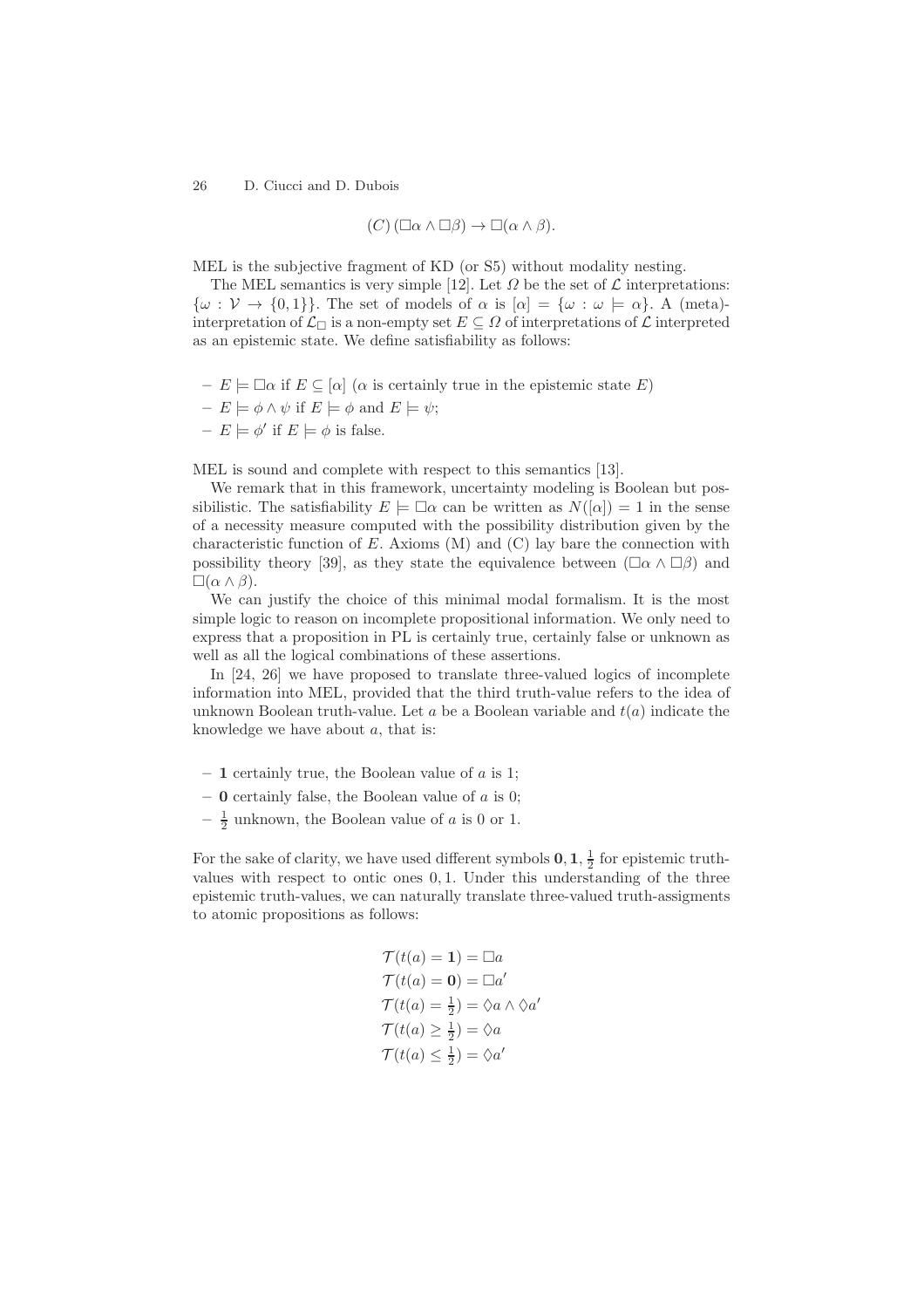$$(C)\ (\Box\alpha \wedge \Box\beta) \to \Box(\alpha \wedge \beta).$$

MEL is the subjective fragment of KD (or S5) without modality nesting.

The MEL semantics is very simple [12]. Let $\Omega$ be the set of $\mathcal{L}$ interpretations: $\{\omega : \mathcal{V} \to \{0,1\}\}$. The set of models of $\alpha$ is $[\alpha] = \{\omega : \omega \models \alpha\}$. A (meta)-interpretation of $\mathcal{L}_\Box$ is a non-empty set $E \subseteq \Omega$ of interpretations of $\mathcal{L}$ interpreted as an epistemic state. We define satisfiability as follows:

- $E \models \Box\alpha$ if $E \subseteq [\alpha]$ ($\alpha$ is certainly true in the epistemic state $E$)
- $E \models \phi \wedge \psi$ if $E \models \phi$ and $E \models \psi$;
- $E \models \phi'$ if $E \models \phi$ is false.

MEL is sound and complete with respect to this semantics [13].

We remark that in this framework, uncertainty modeling is Boolean but possibilistic. The satisfiability $E \models \Box\alpha$ can be written as $N([\alpha]) = 1$ in the sense of a necessity measure computed with the possibility distribution given by the characteristic function of $E$. Axioms (M) and (C) lay bare the connection with possibility theory [39], as they state the equivalence between $(\Box\alpha \wedge \Box\beta)$ and $\Box(\alpha \wedge \beta)$.

We can justify the choice of this minimal modal formalism. It is the most simple logic to reason on incomplete propositional information. We only need to express that a proposition in PL is certainly true, certainly false or unknown as well as all the logical combinations of these assertions.

In [24, 26] we have proposed to translate three-valued logics of incomplete information into MEL, provided that the third truth-value refers to the idea of unknown Boolean truth-value. Let $a$ be a Boolean variable and $t(a)$ indicate the knowledge we have about $a$, that is:

- $\mathbf{1}$ certainly true, the Boolean value of $a$ is 1;
- $\mathbf{0}$ certainly false, the Boolean value of $a$ is 0;
- $\frac{1}{2}$ unknown, the Boolean value of $a$ is 0 or 1.

For the sake of clarity, we have used different symbols $\mathbf{0}, \mathbf{1}, \frac{1}{2}$ for epistemic truth-values with respect to ontic ones $0, 1$. Under this understanding of the three epistemic truth-values, we can naturally translate three-valued truth-assigments to atomic propositions as follows:

$$\mathcal{T}(t(a) = \mathbf{1}) = \Box a$$
$$\mathcal{T}(t(a) = \mathbf{0}) = \Box a'$$
$$\mathcal{T}(t(a) = \tfrac{1}{2}) = \Diamond a \wedge \Diamond a'$$
$$\mathcal{T}(t(a) \geq \tfrac{1}{2}) = \Diamond a$$
$$\mathcal{T}(t(a) \leq \tfrac{1}{2}) = \Diamond a'$$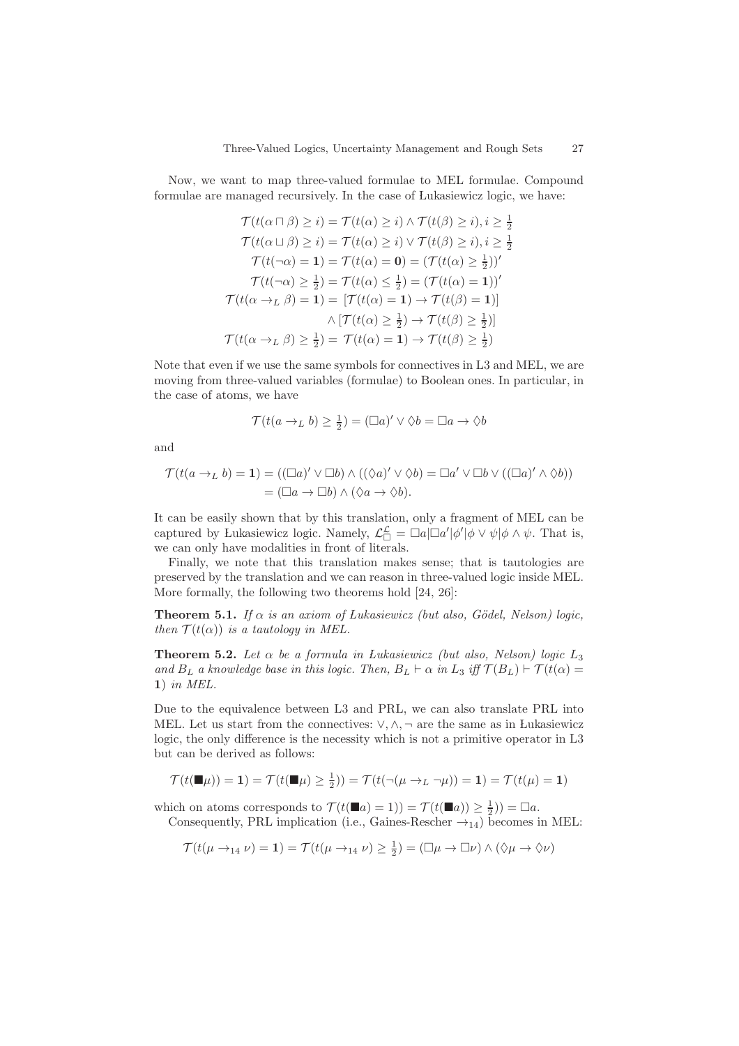Now, we want to map three-valued formulae to MEL formulae. Compound formulae are managed recursively. In the case of Łukasiewicz logic, we have:

$$
\begin{aligned}
\mathcal{T}(t(\alpha \sqcap \beta) \geq i) &= \mathcal{T}(t(\alpha) \geq i) \wedge \mathcal{T}(t(\beta) \geq i), i \geq \tfrac{1}{2} \\
\mathcal{T}(t(\alpha \sqcup \beta) \geq i) &= \mathcal{T}(t(\alpha) \geq i) \vee \mathcal{T}(t(\beta) \geq i), i \geq \tfrac{1}{2} \\
\mathcal{T}(t(\neg\alpha) = \mathbf{1}) &= \mathcal{T}(t(\alpha) = \mathbf{0}) = (\mathcal{T}(t(\alpha) \geq \tfrac{1}{2}))' \\
\mathcal{T}(t(\neg\alpha) \geq \tfrac{1}{2}) &= \mathcal{T}(t(\alpha) \leq \tfrac{1}{2}) = (\mathcal{T}(t(\alpha) = \mathbf{1}))' \\
\mathcal{T}(t(\alpha \to_L \beta) = \mathbf{1}) &= [\mathcal{T}(t(\alpha) = \mathbf{1}) \to \mathcal{T}(t(\beta) = \mathbf{1})] \\
&\quad \wedge [\mathcal{T}(t(\alpha) \geq \tfrac{1}{2}) \to \mathcal{T}(t(\beta) \geq \tfrac{1}{2})] \\
\mathcal{T}(t(\alpha \to_L \beta) \geq \tfrac{1}{2}) &= \mathcal{T}(t(\alpha) = \mathbf{1}) \to \mathcal{T}(t(\beta) \geq \tfrac{1}{2})
\end{aligned}
$$

Note that even if we use the same symbols for connectives in L3 and MEL, we are moving from three-valued variables (formulae) to Boolean ones. In particular, in the case of atoms, we have

$$\mathcal{T}(t(a \to_L b) \geq \tfrac{1}{2}) = (\Box a)' \vee \Diamond b = \Box a \to \Diamond b$$

and

$$
\begin{aligned}
\mathcal{T}(t(a \to_L b) = \mathbf{1}) &= ((\Box a)' \vee \Box b) \wedge ((\Diamond a)' \vee \Diamond b) = \Box a' \vee \Box b \vee ((\Box a)' \wedge \Diamond b)) \\
&= (\Box a \to \Box b) \wedge (\Diamond a \to \Diamond b).
\end{aligned}
$$

It can be easily shown that by this translation, only a fragment of MEL can be captured by Łukasiewicz logic. Namely, $\mathcal{L}^{\mathcal{L}}_{\Box} = \Box a | \Box a' | \phi' | \phi \vee \psi | \phi \wedge \psi$. That is, we can only have modalities in front of literals.

Finally, we note that this translation makes sense; that is tautologies are preserved by the translation and we can reason in three-valued logic inside MEL. More formally, the following two theorems hold [24, 26]:

**Theorem 5.1.** *If $\alpha$ is an axiom of Łukasiewicz (but also, Gödel, Nelson) logic, then $\mathcal{T}(t(\alpha))$ is a tautology in MEL.*

**Theorem 5.2.** *Let $\alpha$ be a formula in Łukasiewicz (but also, Nelson) logic $L_3$ and $B_L$ a knowledge base in this logic. Then, $B_L \vdash \alpha$ in $L_3$ iff $\mathcal{T}(B_L) \vdash \mathcal{T}(t(\alpha) = \mathbf{1})$ in MEL.*

Due to the equivalence between L3 and PRL, we can also translate PRL into MEL. Let us start from the connectives: $\vee, \wedge, \neg$ are the same as in Łukasiewicz logic, the only difference is the necessity which is not a primitive operator in L3 but can be derived as follows:

$$\mathcal{T}(t(\blacksquare\mu)) = \mathbf{1}) = \mathcal{T}(t(\blacksquare\mu) \geq \tfrac{1}{2})) = \mathcal{T}(t(\neg(\mu \to_L \neg\mu)) = \mathbf{1}) = \mathcal{T}(t(\mu) = \mathbf{1})$$

which on atoms corresponds to $\mathcal{T}(t(\blacksquare a) = 1)) = \mathcal{T}(t(\blacksquare a)) \geq \frac{1}{2})) = \Box a$.

Consequently, PRL implication (i.e., Gaines-Rescher $\to_{14}$) becomes in MEL:

$$\mathcal{T}(t(\mu \to_{14} \nu) = \mathbf{1}) = \mathcal{T}(t(\mu \to_{14} \nu) \geq \tfrac{1}{2}) = (\Box\mu \to \Box\nu) \wedge (\Diamond\mu \to \Diamond\nu)$$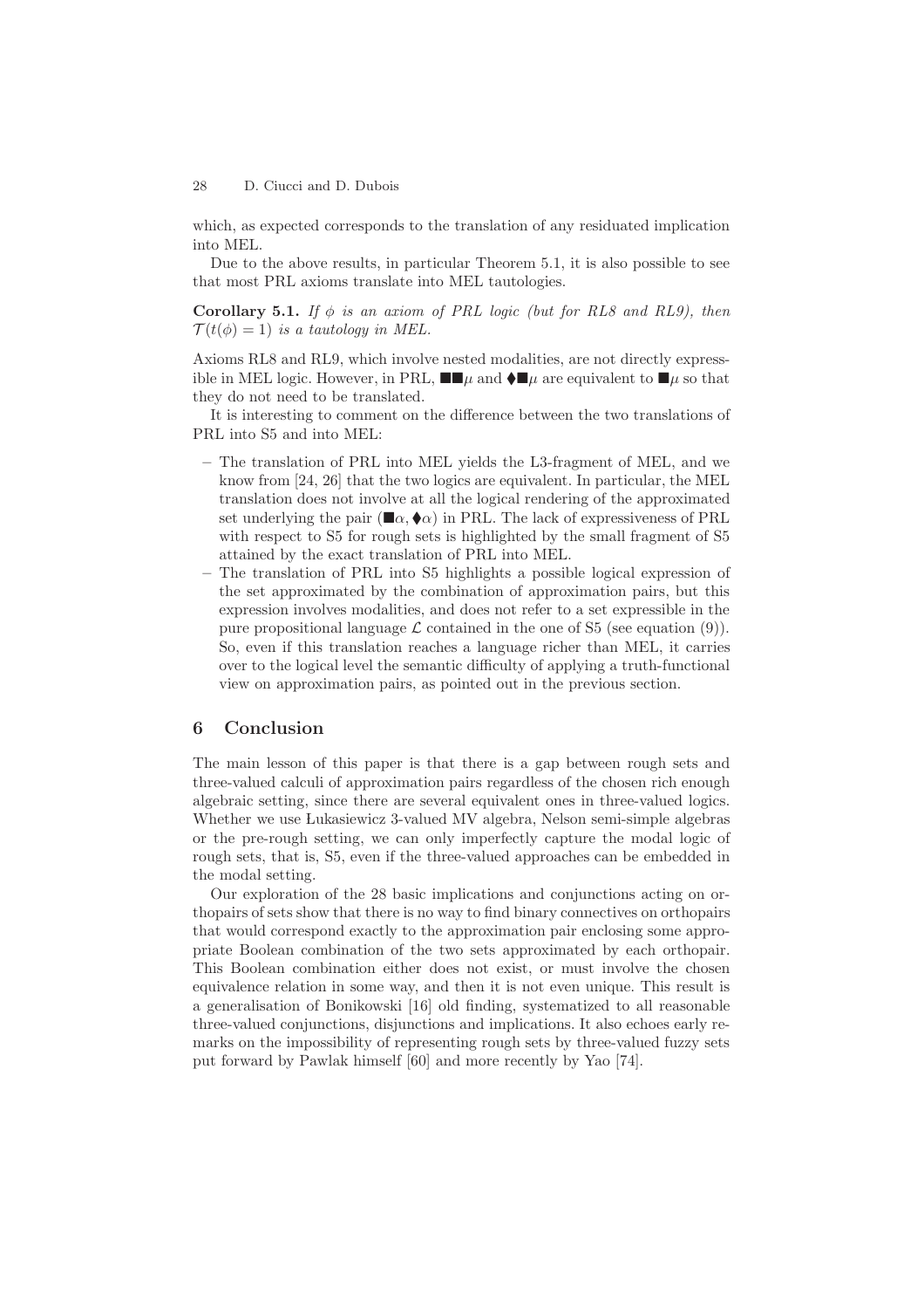which, as expected corresponds to the translation of any residuated implication into MEL.

Due to the above results, in particular Theorem 5.1, it is also possible to see that most PRL axioms translate into MEL tautologies.

**Corollary 5.1.** *If $\phi$ is an axiom of PRL logic (but for RL8 and RL9), then $\mathcal{T}(t(\phi) = 1)$ is a tautology in MEL.*

Axioms RL8 and RL9, which involve nested modalities, are not directly expressible in MEL logic. However, in PRL, $\blacksquare\blacksquare\mu$ and $\blacklozenge\blacksquare\mu$ are equivalent to $\blacksquare\mu$ so that they do not need to be translated.

It is interesting to comment on the difference between the two translations of PRL into S5 and into MEL:

- The translation of PRL into MEL yields the L3-fragment of MEL, and we know from [24, 26] that the two logics are equivalent. In particular, the MEL translation does not involve at all the logical rendering of the approximated set underlying the pair $(\blacksquare\alpha, \blacklozenge\alpha)$ in PRL. The lack of expressiveness of PRL with respect to S5 for rough sets is highlighted by the small fragment of S5 attained by the exact translation of PRL into MEL.
- The translation of PRL into S5 highlights a possible logical expression of the set approximated by the combination of approximation pairs, but this expression involves modalities, and does not refer to a set expressible in the pure propositional language $\mathcal{L}$ contained in the one of S5 (see equation (9)). So, even if this translation reaches a language richer than MEL, it carries over to the logical level the semantic difficulty of applying a truth-functional view on approximation pairs, as pointed out in the previous section.

## 6 Conclusion

The main lesson of this paper is that there is a gap between rough sets and three-valued calculi of approximation pairs regardless of the chosen rich enough algebraic setting, since there are several equivalent ones in three-valued logics. Whether we use Łukasiewicz 3-valued MV algebra, Nelson semi-simple algebras or the pre-rough setting, we can only imperfectly capture the modal logic of rough sets, that is, S5, even if the three-valued approaches can be embedded in the modal setting.

Our exploration of the 28 basic implications and conjunctions acting on orthopairs of sets show that there is no way to find binary connectives on orthopairs that would correspond exactly to the approximation pair enclosing some appropriate Boolean combination of the two sets approximated by each orthopair. This Boolean combination either does not exist, or must involve the chosen equivalence relation in some way, and then it is not even unique. This result is a generalisation of Bonikowski [16] old finding, systematized to all reasonable three-valued conjunctions, disjunctions and implications. It also echoes early remarks on the impossibility of representing rough sets by three-valued fuzzy sets put forward by Pawlak himself [60] and more recently by Yao [74].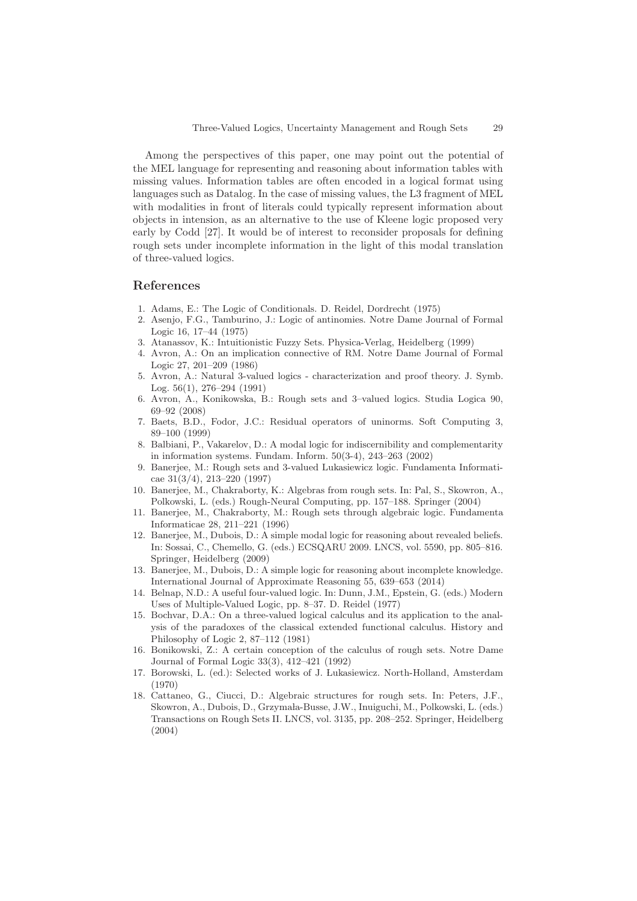Among the perspectives of this paper, one may point out the potential of the MEL language for representing and reasoning about information tables with missing values. Information tables are often encoded in a logical format using languages such as Datalog. In the case of missing values, the L3 fragment of MEL with modalities in front of literals could typically represent information about objects in intension, as an alternative to the use of Kleene logic proposed very early by Codd [27]. It would be of interest to reconsider proposals for defining rough sets under incomplete information in the light of this modal translation of three-valued logics.

## References

1. Adams, E.: The Logic of Conditionals. D. Reidel, Dordrecht (1975)
2. Asenjo, F.G., Tamburino, J.: Logic of antinomies. Notre Dame Journal of Formal Logic 16, 17–44 (1975)
3. Atanassov, K.: Intuitionistic Fuzzy Sets. Physica-Verlag, Heidelberg (1999)
4. Avron, A.: On an implication connective of RM. Notre Dame Journal of Formal Logic 27, 201–209 (1986)
5. Avron, A.: Natural 3-valued logics - characterization and proof theory. J. Symb. Log. 56(1), 276–294 (1991)
6. Avron, A., Konikowska, B.: Rough sets and 3–valued logics. Studia Logica 90, 69–92 (2008)
7. Baets, B.D., Fodor, J.C.: Residual operators of uninorms. Soft Computing 3, 89–100 (1999)
8. Balbiani, P., Vakarelov, D.: A modal logic for indiscernibility and complementarity in information systems. Fundam. Inform. 50(3-4), 243–263 (2002)
9. Banerjee, M.: Rough sets and 3-valued Lukasiewicz logic. Fundamenta Informaticae 31(3/4), 213–220 (1997)
10. Banerjee, M., Chakraborty, K.: Algebras from rough sets. In: Pal, S., Skowron, A., Polkowski, L. (eds.) Rough-Neural Computing, pp. 157–188. Springer (2004)
11. Banerjee, M., Chakraborty, M.: Rough sets through algebraic logic. Fundamenta Informaticae 28, 211–221 (1996)
12. Banerjee, M., Dubois, D.: A simple modal logic for reasoning about revealed beliefs. In: Sossai, C., Chemello, G. (eds.) ECSQARU 2009. LNCS, vol. 5590, pp. 805–816. Springer, Heidelberg (2009)
13. Banerjee, M., Dubois, D.: A simple logic for reasoning about incomplete knowledge. International Journal of Approximate Reasoning 55, 639–653 (2014)
14. Belnap, N.D.: A useful four-valued logic. In: Dunn, J.M., Epstein, G. (eds.) Modern Uses of Multiple-Valued Logic, pp. 8–37. D. Reidel (1977)
15. Bochvar, D.A.: On a three-valued logical calculus and its application to the analysis of the paradoxes of the classical extended functional calculus. History and Philosophy of Logic 2, 87–112 (1981)
16. Bonikowski, Z.: A certain conception of the calculus of rough sets. Notre Dame Journal of Formal Logic 33(3), 412–421 (1992)
17. Borowski, L. (ed.): Selected works of J. Lukasiewicz. North-Holland, Amsterdam (1970)
18. Cattaneo, G., Ciucci, D.: Algebraic structures for rough sets. In: Peters, J.F., Skowron, A., Dubois, D., Grzymała-Busse, J.W., Inuiguchi, M., Polkowski, L. (eds.) Transactions on Rough Sets II. LNCS, vol. 3135, pp. 208–252. Springer, Heidelberg (2004)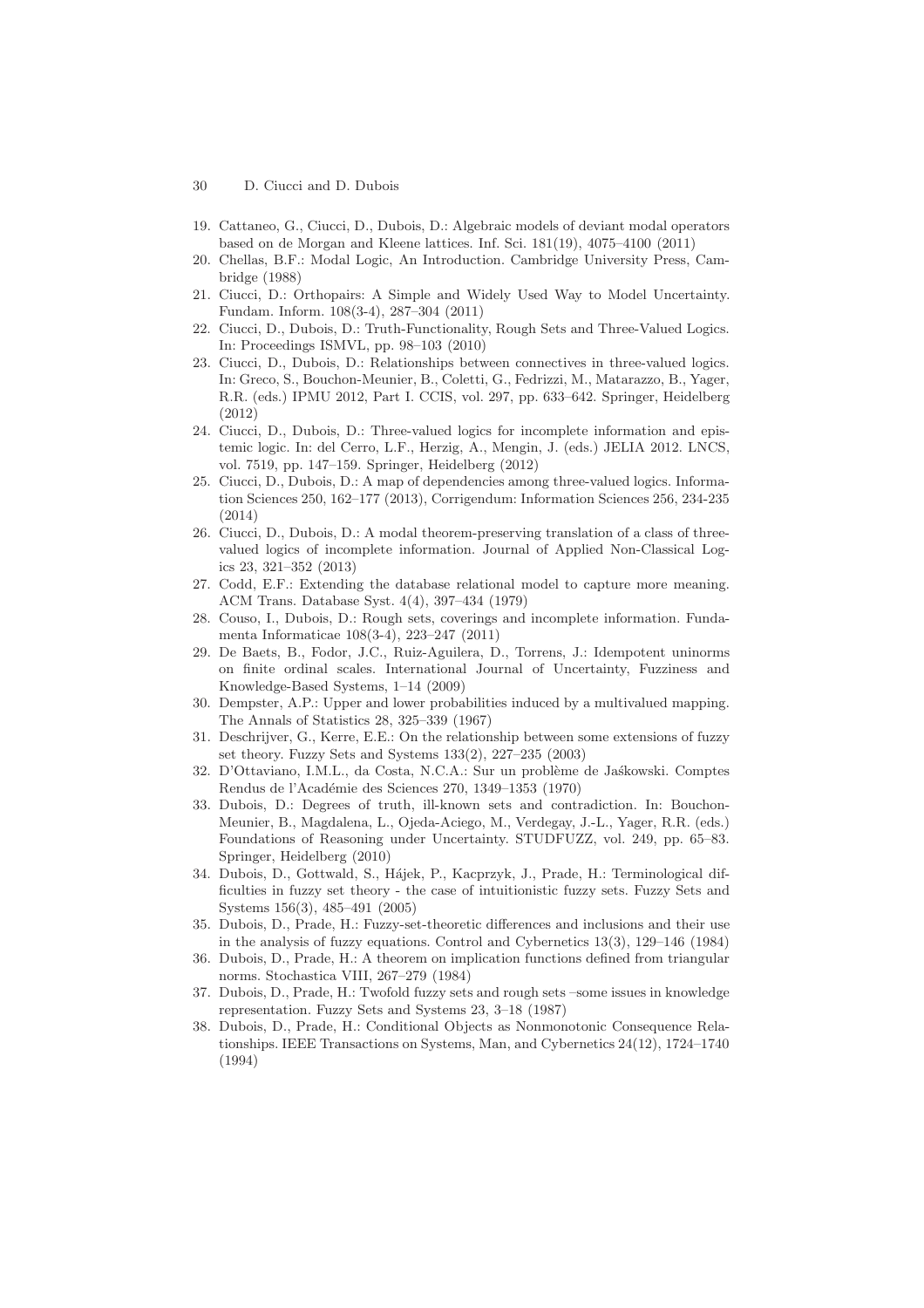19. Cattaneo, G., Ciucci, D., Dubois, D.: Algebraic models of deviant modal operators based on de Morgan and Kleene lattices. Inf. Sci. 181(19), 4075–4100 (2011)
20. Chellas, B.F.: Modal Logic, An Introduction. Cambridge University Press, Cambridge (1988)
21. Ciucci, D.: Orthopairs: A Simple and Widely Used Way to Model Uncertainty. Fundam. Inform. 108(3-4), 287–304 (2011)
22. Ciucci, D., Dubois, D.: Truth-Functionality, Rough Sets and Three-Valued Logics. In: Proceedings ISMVL, pp. 98–103 (2010)
23. Ciucci, D., Dubois, D.: Relationships between connectives in three-valued logics. In: Greco, S., Bouchon-Meunier, B., Coletti, G., Fedrizzi, M., Matarazzo, B., Yager, R.R. (eds.) IPMU 2012, Part I. CCIS, vol. 297, pp. 633–642. Springer, Heidelberg (2012)
24. Ciucci, D., Dubois, D.: Three-valued logics for incomplete information and epistemic logic. In: del Cerro, L.F., Herzig, A., Mengin, J. (eds.) JELIA 2012. LNCS, vol. 7519, pp. 147–159. Springer, Heidelberg (2012)
25. Ciucci, D., Dubois, D.: A map of dependencies among three-valued logics. Information Sciences 250, 162–177 (2013), Corrigendum: Information Sciences 256, 234-235 (2014)
26. Ciucci, D., Dubois, D.: A modal theorem-preserving translation of a class of three-valued logics of incomplete information. Journal of Applied Non-Classical Logics 23, 321–352 (2013)
27. Codd, E.F.: Extending the database relational model to capture more meaning. ACM Trans. Database Syst. 4(4), 397–434 (1979)
28. Couso, I., Dubois, D.: Rough sets, coverings and incomplete information. Fundamenta Informaticae 108(3-4), 223–247 (2011)
29. De Baets, B., Fodor, J.C., Ruiz-Aguilera, D., Torrens, J.: Idempotent uninorms on finite ordinal scales. International Journal of Uncertainty, Fuzziness and Knowledge-Based Systems, 1–14 (2009)
30. Dempster, A.P.: Upper and lower probabilities induced by a multivalued mapping. The Annals of Statistics 28, 325–339 (1967)
31. Deschrijver, G., Kerre, E.E.: On the relationship between some extensions of fuzzy set theory. Fuzzy Sets and Systems 133(2), 227–235 (2003)
32. D'Ottaviano, I.M.L., da Costa, N.C.A.: Sur un problème de Jaśkowski. Comptes Rendus de l'Académie des Sciences 270, 1349–1353 (1970)
33. Dubois, D.: Degrees of truth, ill-known sets and contradiction. In: Bouchon-Meunier, B., Magdalena, L., Ojeda-Aciego, M., Verdegay, J.-L., Yager, R.R. (eds.) Foundations of Reasoning under Uncertainty. STUDFUZZ, vol. 249, pp. 65–83. Springer, Heidelberg (2010)
34. Dubois, D., Gottwald, S., Hájek, P., Kacprzyk, J., Prade, H.: Terminological difficulties in fuzzy set theory - the case of intuitionistic fuzzy sets. Fuzzy Sets and Systems 156(3), 485–491 (2005)
35. Dubois, D., Prade, H.: Fuzzy-set-theoretic differences and inclusions and their use in the analysis of fuzzy equations. Control and Cybernetics 13(3), 129–146 (1984)
36. Dubois, D., Prade, H.: A theorem on implication functions defined from triangular norms. Stochastica VIII, 267–279 (1984)
37. Dubois, D., Prade, H.: Twofold fuzzy sets and rough sets –some issues in knowledge representation. Fuzzy Sets and Systems 23, 3–18 (1987)
38. Dubois, D., Prade, H.: Conditional Objects as Nonmonotonic Consequence Relationships. IEEE Transactions on Systems, Man, and Cybernetics 24(12), 1724–1740 (1994)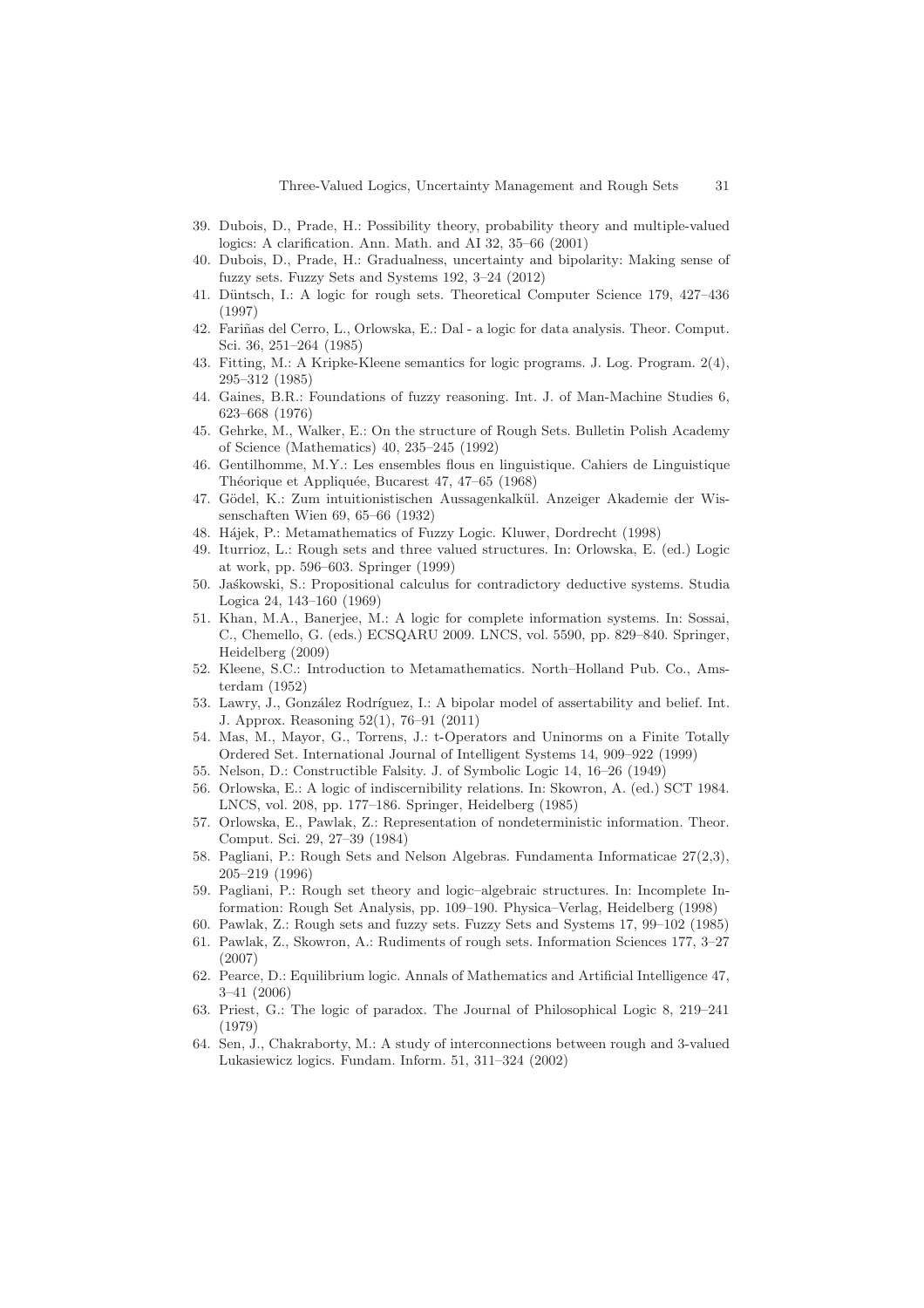39. Dubois, D., Prade, H.: Possibility theory, probability theory and multiple-valued logics: A clarification. Ann. Math. and AI 32, 35–66 (2001)
40. Dubois, D., Prade, H.: Gradualness, uncertainty and bipolarity: Making sense of fuzzy sets. Fuzzy Sets and Systems 192, 3–24 (2012)
41. Düntsch, I.: A logic for rough sets. Theoretical Computer Science 179, 427–436 (1997)
42. Fariñas del Cerro, L., Orlowska, E.: Dal - a logic for data analysis. Theor. Comput. Sci. 36, 251–264 (1985)
43. Fitting, M.: A Kripke-Kleene semantics for logic programs. J. Log. Program. 2(4), 295–312 (1985)
44. Gaines, B.R.: Foundations of fuzzy reasoning. Int. J. of Man-Machine Studies 6, 623–668 (1976)
45. Gehrke, M., Walker, E.: On the structure of Rough Sets. Bulletin Polish Academy of Science (Mathematics) 40, 235–245 (1992)
46. Gentilhomme, M.Y.: Les ensembles flous en linguistique. Cahiers de Linguistique Théorique et Appliquée, Bucarest 47, 47–65 (1968)
47. Gödel, K.: Zum intuitionistischen Aussagenkalkül. Anzeiger Akademie der Wissenschaften Wien 69, 65–66 (1932)
48. Hájek, P.: Metamathematics of Fuzzy Logic. Kluwer, Dordrecht (1998)
49. Iturrioz, L.: Rough sets and three valued structures. In: Orlowska, E. (ed.) Logic at work, pp. 596–603. Springer (1999)
50. Jaśkowski, S.: Propositional calculus for contradictory deductive systems. Studia Logica 24, 143–160 (1969)
51. Khan, M.A., Banerjee, M.: A logic for complete information systems. In: Sossai, C., Chemello, G. (eds.) ECSQARU 2009. LNCS, vol. 5590, pp. 829–840. Springer, Heidelberg (2009)
52. Kleene, S.C.: Introduction to Metamathematics. North–Holland Pub. Co., Amsterdam (1952)
53. Lawry, J., González Rodríguez, I.: A bipolar model of assertability and belief. Int. J. Approx. Reasoning 52(1), 76–91 (2011)
54. Mas, M., Mayor, G., Torrens, J.: t-Operators and Uninorms on a Finite Totally Ordered Set. International Journal of Intelligent Systems 14, 909–922 (1999)
55. Nelson, D.: Constructible Falsity. J. of Symbolic Logic 14, 16–26 (1949)
56. Orlowska, E.: A logic of indiscernibility relations. In: Skowron, A. (ed.) SCT 1984. LNCS, vol. 208, pp. 177–186. Springer, Heidelberg (1985)
57. Orlowska, E., Pawlak, Z.: Representation of nondeterministic information. Theor. Comput. Sci. 29, 27–39 (1984)
58. Pagliani, P.: Rough Sets and Nelson Algebras. Fundamenta Informaticae 27(2,3), 205–219 (1996)
59. Pagliani, P.: Rough set theory and logic–algebraic structures. In: Incomplete Information: Rough Set Analysis, pp. 109–190. Physica–Verlag, Heidelberg (1998)
60. Pawlak, Z.: Rough sets and fuzzy sets. Fuzzy Sets and Systems 17, 99–102 (1985)
61. Pawlak, Z., Skowron, A.: Rudiments of rough sets. Information Sciences 177, 3–27 (2007)
62. Pearce, D.: Equilibrium logic. Annals of Mathematics and Artificial Intelligence 47, 3–41 (2006)
63. Priest, G.: The logic of paradox. The Journal of Philosophical Logic 8, 219–241 (1979)
64. Sen, J., Chakraborty, M.: A study of interconnections between rough and 3-valued Lukasiewicz logics. Fundam. Inform. 51, 311–324 (2002)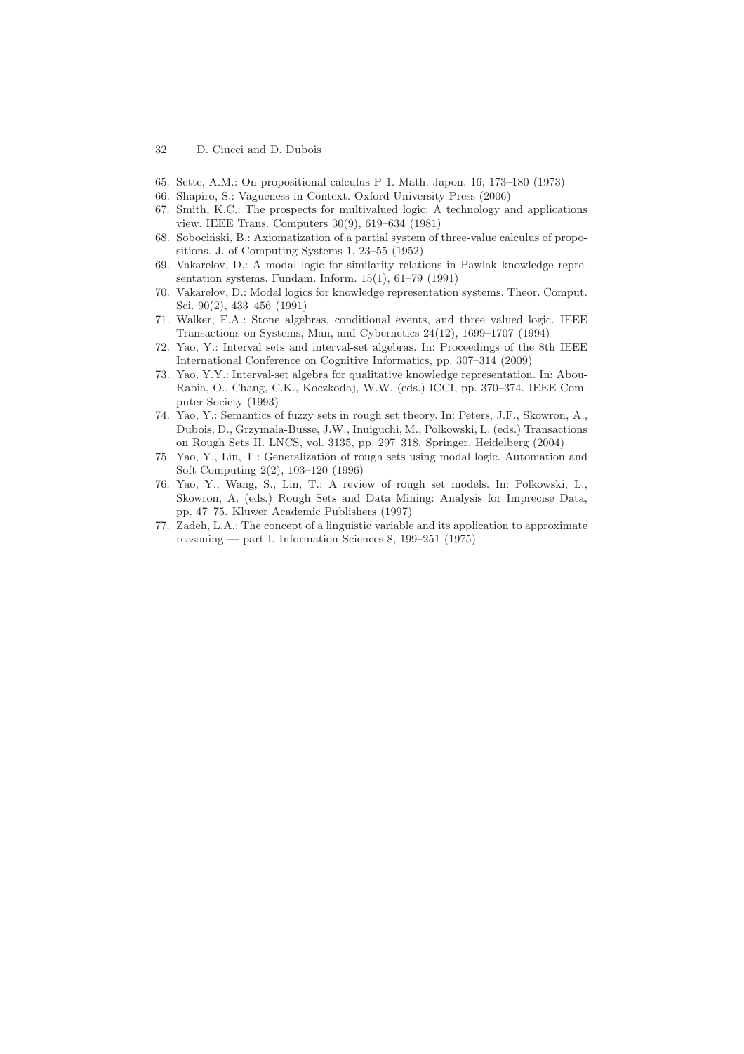65. Sette, A.M.: On propositional calculus P_1. Math. Japon. 16, 173–180 (1973)
66. Shapiro, S.: Vagueness in Context. Oxford University Press (2006)
67. Smith, K.C.: The prospects for multivalued logic: A technology and applications view. IEEE Trans. Computers 30(9), 619–634 (1981)
68. Sobociński, B.: Axiomatization of a partial system of three-value calculus of propositions. J. of Computing Systems 1, 23–55 (1952)
69. Vakarelov, D.: A modal logic for similarity relations in Pawlak knowledge representation systems. Fundam. Inform. 15(1), 61–79 (1991)
70. Vakarelov, D.: Modal logics for knowledge representation systems. Theor. Comput. Sci. 90(2), 433–456 (1991)
71. Walker, E.A.: Stone algebras, conditional events, and three valued logic. IEEE Transactions on Systems, Man, and Cybernetics 24(12), 1699–1707 (1994)
72. Yao, Y.: Interval sets and interval-set algebras. In: Proceedings of the 8th IEEE International Conference on Cognitive Informatics, pp. 307–314 (2009)
73. Yao, Y.Y.: Interval-set algebra for qualitative knowledge representation. In: Abou-Rabia, O., Chang, C.K., Koczkodaj, W.W. (eds.) ICCI, pp. 370–374. IEEE Computer Society (1993)
74. Yao, Y.: Semantics of fuzzy sets in rough set theory. In: Peters, J.F., Skowron, A., Dubois, D., Grzymała-Busse, J.W., Inuiguchi, M., Polkowski, L. (eds.) Transactions on Rough Sets II. LNCS, vol. 3135, pp. 297–318. Springer, Heidelberg (2004)
75. Yao, Y., Lin, T.: Generalization of rough sets using modal logic. Automation and Soft Computing 2(2), 103–120 (1996)
76. Yao, Y., Wang, S., Lin, T.: A review of rough set models. In: Polkowski, L., Skowron, A. (eds.) Rough Sets and Data Mining: Analysis for Imprecise Data, pp. 47–75. Kluwer Academic Publishers (1997)
77. Zadeh, L.A.: The concept of a linguistic variable and its application to approximate reasoning — part I. Information Sciences 8, 199–251 (1975)